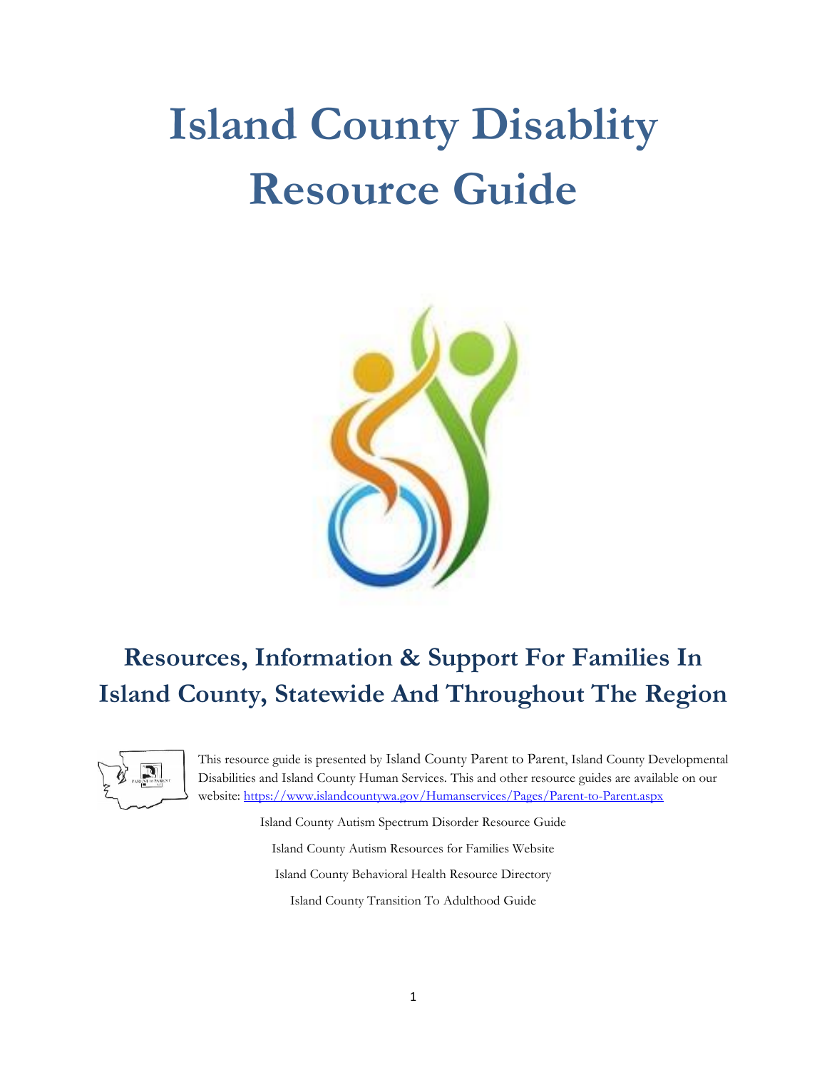# Island County Disablity Resource Guide

## Resources, Information & Support For Families In Island County, Statewide And Throughout The Region

This resource guide is presented by Island County Parent to Parent, Island County Developmental Disabilities and Island County Human Services. This and other resource guides are available on our website: https://www.islandcountywa.gov/Humanservices/Pages/Parent-to-Parent.aspx

Island County Autism Spectrum Disorder Resource Guide

Island County Autism Resources for Families Website

Island County Behavioral Health Resource Directory

Island County Transition To Adulthood Guide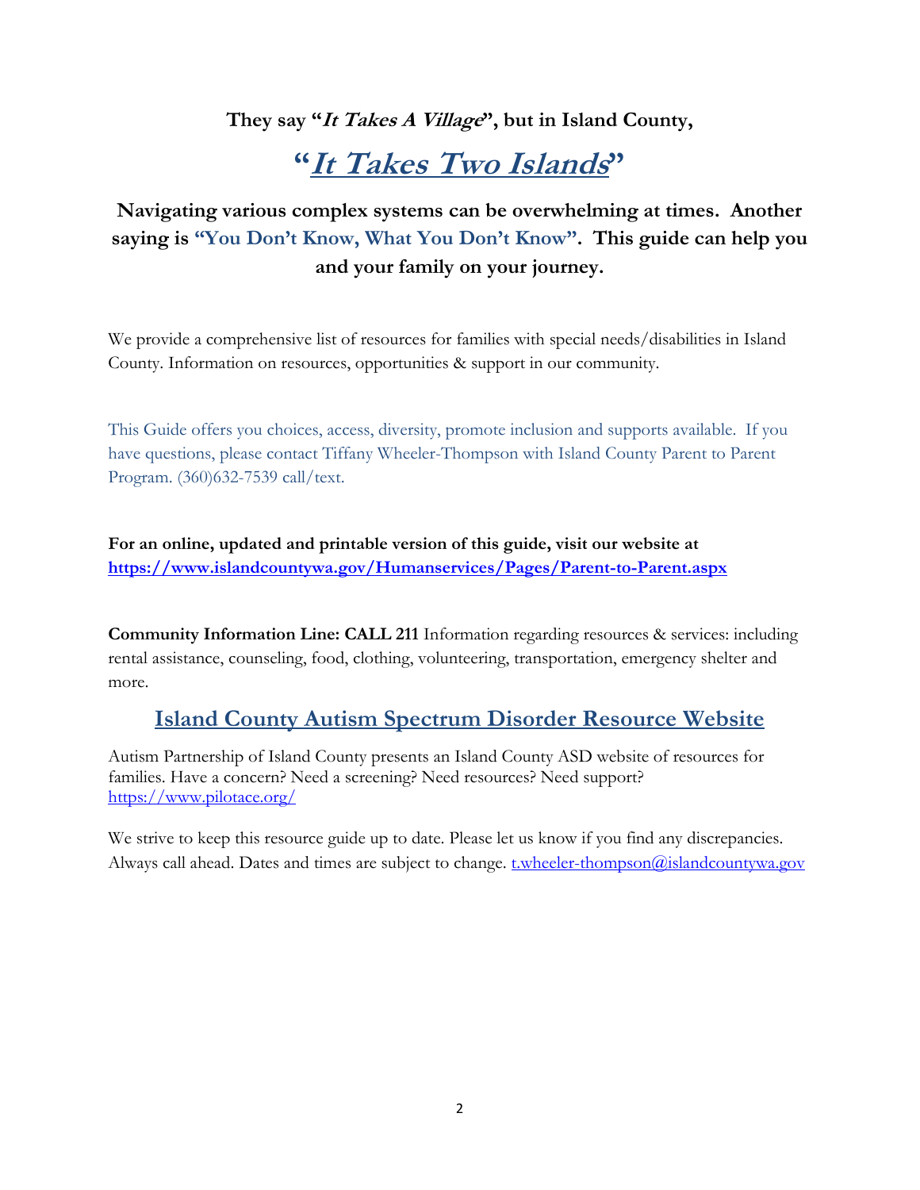**They say "*It Takes A Village*", but in Island County,**

# "*It Takes Two Islands*"

**Navigating various complex systems can be overwhelming at times. Another saying is "You Don't Know, What You Don't Know". This guide can help you and your family on your journey.**

We provide a comprehensive list of resources for families with special needs/disabilities in Island County. Information on resources, opportunities & support in our community.

This Guide offers you choices, access, diversity, promote inclusion and supports available. If you have questions, please contact Tiffany Wheeler-Thompson with Island County Parent to Parent Program. (360)632-7539 call/text.

**For an online, updated and printable version of this guide, visit our website at [https://www.islandcountywa.gov/Humanservices/Pages/Parent-to-Parent.aspx](https://www.islandcountywa.gov/Humanservices/Pages/Parent-to-Parent.aspx)**

**Community Information Line: CALL 211** Information regarding resources & services: including rental assistance, counseling, food, clothing, volunteering, transportation, emergency shelter and more.

## Island County Autism Spectrum Disorder Resource Website

Autism Partnership of Island County presents an Island County ASD website of resources for families. Have a concern? Need a screening? Need resources? Need support? [https://www.pilotace.org/](https://www.pilotace.org/)

We strive to keep this resource guide up to date. Please let us know if you find any discrepancies. Always call ahead. Dates and times are subject to change. [t.wheeler-thompson@islandcountywa.gov](mailto:t.wheeler-thompson@islandcountywa.gov)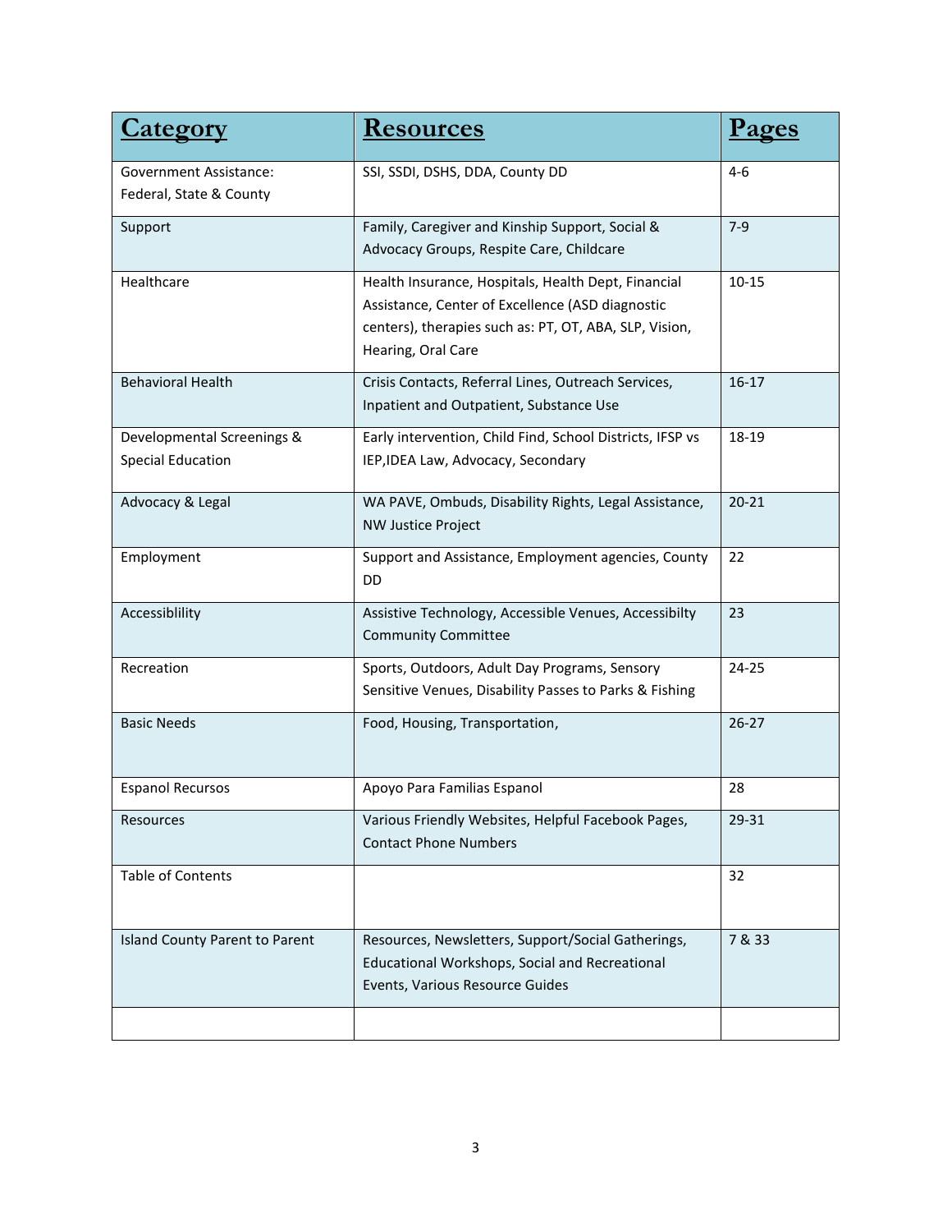| Category | Resources | Pages |
|---|---|---|
| Government Assistance: Federal, State & County | SSI, SSDI, DSHS, DDA, County DD | 4-6 |
| Support | Family, Caregiver and Kinship Support, Social & Advocacy Groups, Respite Care, Childcare | 7-9 |
| Healthcare | Health Insurance, Hospitals, Health Dept, Financial Assistance, Center of Excellence (ASD diagnostic centers), therapies such as: PT, OT, ABA, SLP, Vision, Hearing, Oral Care | 10-15 |
| Behavioral Health | Crisis Contacts, Referral Lines, Outreach Services, Inpatient and Outpatient, Substance Use | 16-17 |
| Developmental Screenings & Special Education | Early intervention, Child Find, School Districts, IFSP vs IEP,IDEA Law, Advocacy, Secondary | 18-19 |
| Advocacy & Legal | WA PAVE, Ombuds, Disability Rights, Legal Assistance, NW Justice Project | 20-21 |
| Employment | Support and Assistance, Employment agencies, County DD | 22 |
| Accessiblility | Assistive Technology, Accessible Venues, Accessibilty Community Committee | 23 |
| Recreation | Sports, Outdoors, Adult Day Programs, Sensory Sensitive Venues, Disability Passes to Parks & Fishing | 24-25 |
| Basic Needs | Food, Housing, Transportation, | 26-27 |
| Espanol Recursos | Apoyo Para Familias Espanol | 28 |
| Resources | Various Friendly Websites, Helpful Facebook Pages, Contact Phone Numbers | 29-31 |
| Table of Contents | | 32 |
| Island County Parent to Parent | Resources, Newsletters, Support/Social Gatherings, Educational Workshops, Social and Recreational Events, Various Resource Guides | 7 & 33 |
| | | |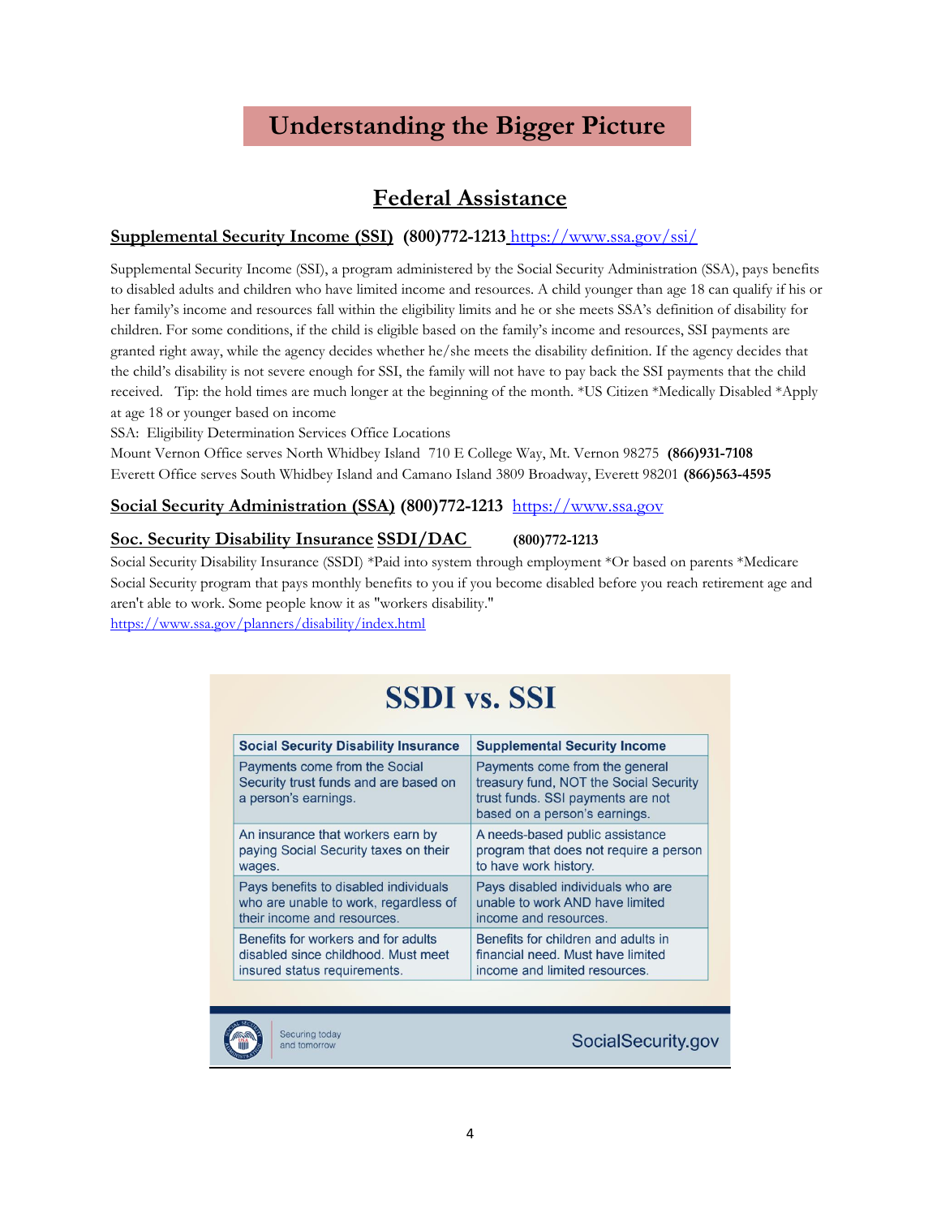# Understanding the Bigger Picture

## Federal Assistance

**Supplemental Security Income (SSI)** **(800)772-1213** https://www.ssa.gov/ssi/

Supplemental Security Income (SSI), a program administered by the Social Security Administration (SSA), pays benefits to disabled adults and children who have limited income and resources. A child younger than age 18 can qualify if his or her family's income and resources fall within the eligibility limits and he or she meets SSA's definition of disability for children. For some conditions, if the child is eligible based on the family's income and resources, SSI payments are granted right away, while the agency decides whether he/she meets the disability definition. If the agency decides that the child's disability is not severe enough for SSI, the family will not have to pay back the SSI payments that the child received. Tip: the hold times are much longer at the beginning of the month. *US Citizen *Medically Disabled *Apply at age 18 or younger based on income

SSA: Eligibility Determination Services Office Locations

Mount Vernon Office serves North Whidbey Island 710 E College Way, Mt. Vernon 98275 **(866)931-7108**

Everett Office serves South Whidbey Island and Camano Island 3809 Broadway, Everett 98201 **(866)563-4595**

**Social Security Administration (SSA)** **(800)772-1213** https://www.ssa.gov

**Soc. Security Disability Insurance SSDI/DAC** **(800)772-1213**

Social Security Disability Insurance (SSDI) *Paid into system through employment *Or based on parents *Medicare Social Security program that pays monthly benefits to you if you become disabled before you reach retirement age and aren't able to work. Some people know it as "workers disability."

https://www.ssa.gov/planners/disability/index.html

### SSDI vs. SSI

| Social Security Disability Insurance | Supplemental Security Income |
|---|---|
| Payments come from the Social Security trust funds and are based on a person's earnings. | Payments come from the general treasury fund, NOT the Social Security trust funds. SSI payments are not based on a person's earnings. |
| An insurance that workers earn by paying Social Security taxes on their wages. | A needs-based public assistance program that does not require a person to have work history. |
| Pays benefits to disabled individuals who are unable to work, regardless of their income and resources. | Pays disabled individuals who are unable to work AND have limited income and resources. |
| Benefits for workers and for adults disabled since childhood. Must meet insured status requirements. | Benefits for children and adults in financial need. Must have limited income and limited resources. |

Securing today and tomorrow — SocialSecurity.gov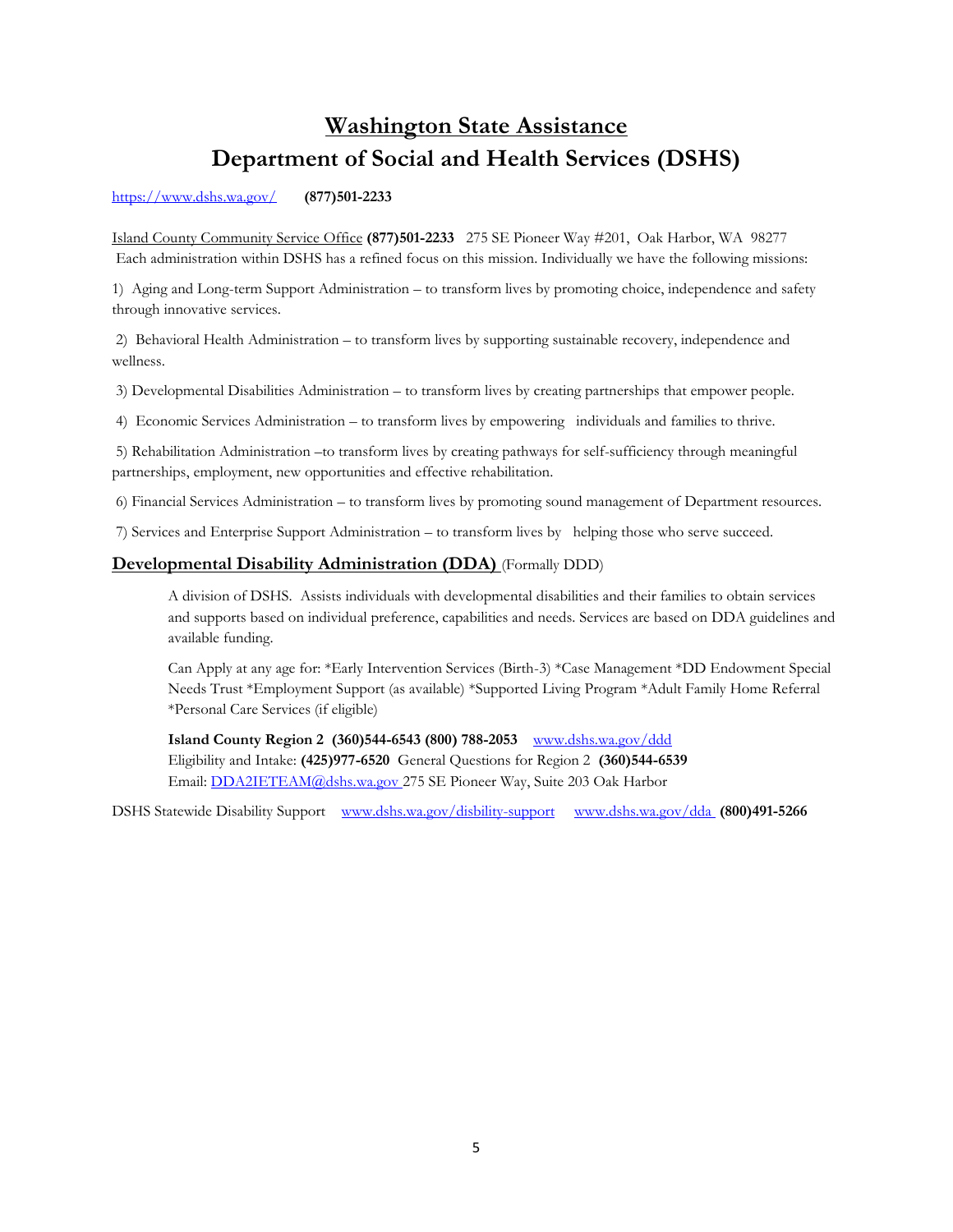# Washington State Assistance
# Department of Social and Health Services (DSHS)

https://www.dshs.wa.gov/ **(877)501-2233**

Island County Community Service Office **(877)501-2233** 275 SE Pioneer Way #201, Oak Harbor, WA 98277
Each administration within DSHS has a refined focus on this mission. Individually we have the following missions:

1) Aging and Long-term Support Administration – to transform lives by promoting choice, independence and safety through innovative services.

2) Behavioral Health Administration – to transform lives by supporting sustainable recovery, independence and wellness.

3) Developmental Disabilities Administration – to transform lives by creating partnerships that empower people.

4) Economic Services Administration – to transform lives by empowering individuals and families to thrive.

5) Rehabilitation Administration –to transform lives by creating pathways for self-sufficiency through meaningful partnerships, employment, new opportunities and effective rehabilitation.

6) Financial Services Administration – to transform lives by promoting sound management of Department resources.

7) Services and Enterprise Support Administration – to transform lives by helping those who serve succeed.

## Developmental Disability Administration (DDA) (Formally DDD)

A division of DSHS. Assists individuals with developmental disabilities and their families to obtain services and supports based on individual preference, capabilities and needs. Services are based on DDA guidelines and available funding.

Can Apply at any age for: *Early Intervention Services (Birth-3) *Case Management *DD Endowment Special Needs Trust *Employment Support (as available) *Supported Living Program *Adult Family Home Referral *Personal Care Services (if eligible)

**Island County Region 2 (360)544-6543 (800) 788-2053** www.dshs.wa.gov/ddd
Eligibility and Intake: **(425)977-6520** General Questions for Region 2 **(360)544-6539**
Email: DDA2IETEAM@dshs.wa.gov 275 SE Pioneer Way, Suite 203 Oak Harbor

DSHS Statewide Disability Support www.dshs.wa.gov/disbility-support www.dshs.wa.gov/dda **(800)491-5266**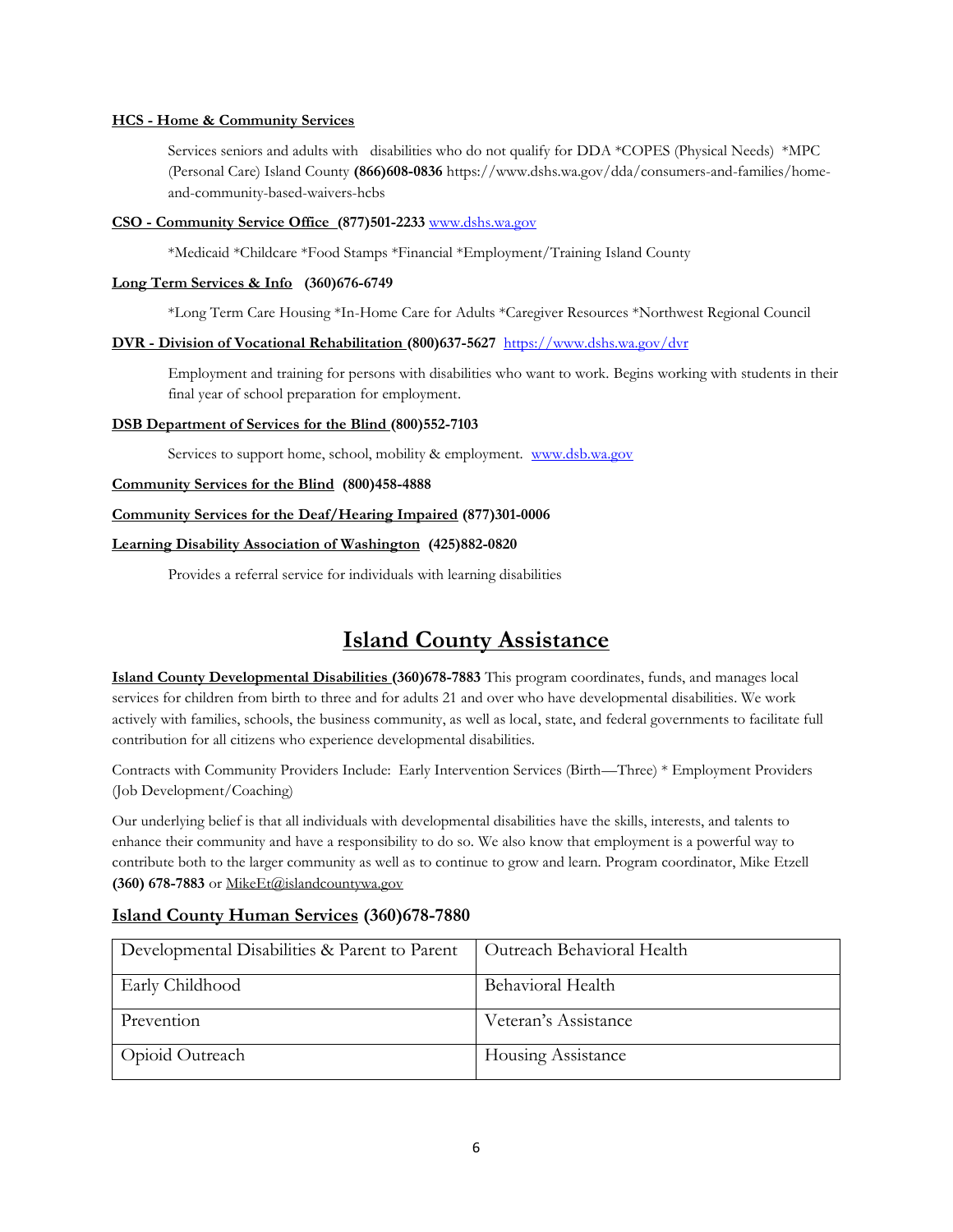**HCS - Home & Community Services**

Services seniors and adults with disabilities who do not qualify for DDA *COPES (Physical Needs) *MPC (Personal Care) Island County **(866)608-0836** https://www.dshs.wa.gov/dda/consumers-and-families/home-and-community-based-waivers-hcbs

**CSO - Community Service Office (877)501-2233** www.dshs.wa.gov

*Medicaid *Childcare *Food Stamps *Financial *Employment/Training Island County

**Long Term Services & Info (360)676-6749**

*Long Term Care Housing *In-Home Care for Adults *Caregiver Resources *Northwest Regional Council

**DVR - Division of Vocational Rehabilitation (800)637-5627** https://www.dshs.wa.gov/dvr

Employment and training for persons with disabilities who want to work. Begins working with students in their final year of school preparation for employment.

**DSB Department of Services for the Blind (800)552-7103**

Services to support home, school, mobility & employment. www.dsb.wa.gov

**Community Services for the Blind (800)458-4888**

**Community Services for the Deaf/Hearing Impaired (877)301-0006**

**Learning Disability Association of Washington (425)882-0820**

Provides a referral service for individuals with learning disabilities

# Island County Assistance

**Island County Developmental Disabilities (360)678-7883** This program coordinates, funds, and manages local services for children from birth to three and for adults 21 and over who have developmental disabilities. We work actively with families, schools, the business community, as well as local, state, and federal governments to facilitate full contribution for all citizens who experience developmental disabilities.

Contracts with Community Providers Include: Early Intervention Services (Birth—Three) * Employment Providers (Job Development/Coaching)

Our underlying belief is that all individuals with developmental disabilities have the skills, interests, and talents to enhance their community and have a responsibility to do so. We also know that employment is a powerful way to contribute both to the larger community as well as to continue to grow and learn. Program coordinator, Mike Etzell **(360) 678-7883** or MikeEt@islandcountywa.gov

## Island County Human Services (360)678-7880

| | |
|---|---|
| Developmental Disabilities & Parent to Parent | Outreach Behavioral Health |
| Early Childhood | Behavioral Health |
| Prevention | Veteran's Assistance |
| Opioid Outreach | Housing Assistance |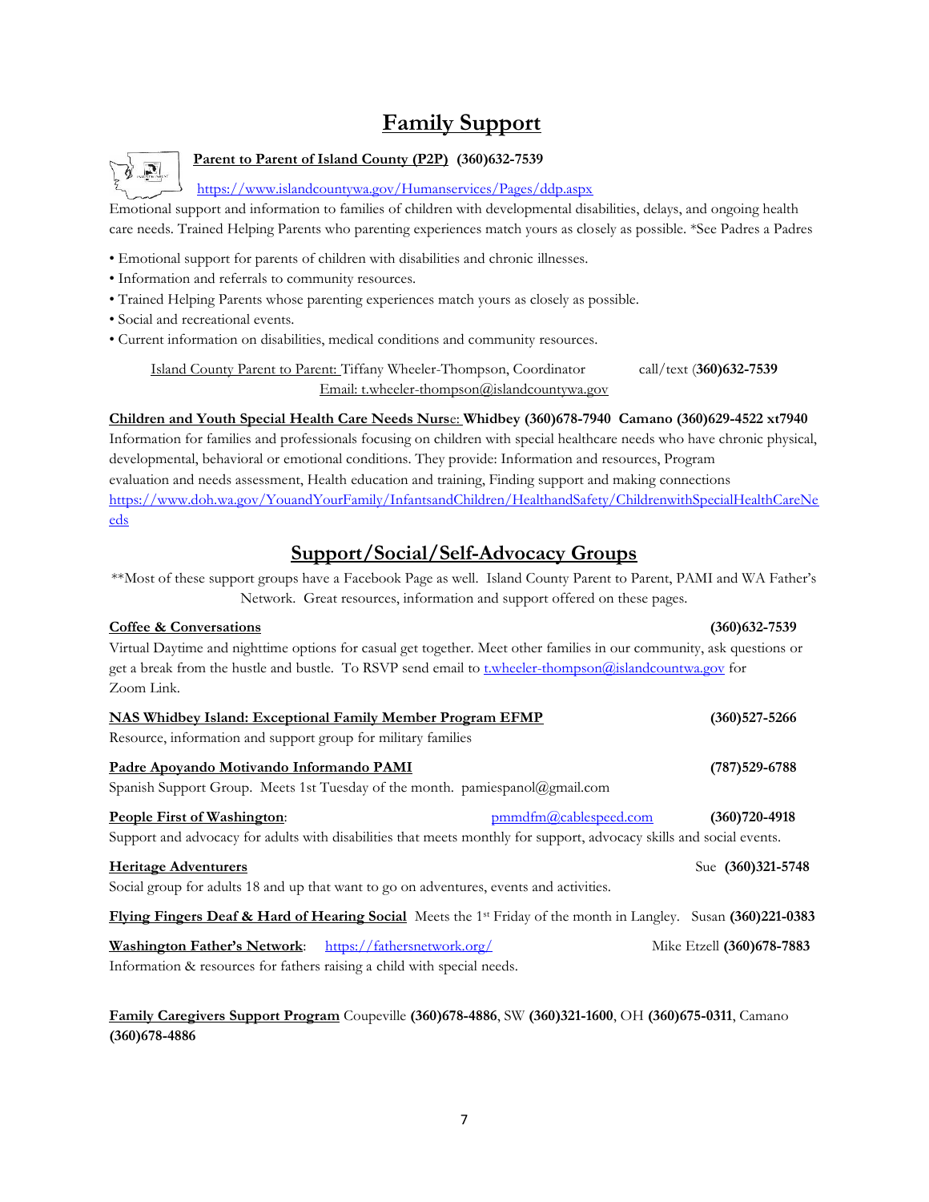# Family Support

**Parent to Parent of Island County (P2P) (360)632-7539**

https://www.islandcountywa.gov/Humanservices/Pages/ddp.aspx

Emotional support and information to families of children with developmental disabilities, delays, and ongoing health care needs. Trained Helping Parents who parenting experiences match yours as closely as possible. *See Padres a Padres

- Emotional support for parents of children with disabilities and chronic illnesses.
- Information and referrals to community resources.
- Trained Helping Parents whose parenting experiences match yours as closely as possible.
- Social and recreational events.
- Current information on disabilities, medical conditions and community resources.

Island County Parent to Parent: Tiffany Wheeler-Thompson, Coordinator call/text (**360)632-7539**
Email: t.wheeler-thompson@islandcountywa.gov

**Children and Youth Special Health Care Needs Nurse: Whidbey (360)678-7940 Camano (360)629-4522 xt7940**
Information for families and professionals focusing on children with special healthcare needs who have chronic physical, developmental, behavioral or emotional conditions. They provide: Information and resources, Program evaluation and needs assessment, Health education and training, Finding support and making connections
https://www.doh.wa.gov/YouandYourFamily/InfantsandChildren/HealthandSafety/ChildrenwithSpecialHealthCareNeeds

## Support/Social/Self-Advocacy Groups

**Most of these support groups have a Facebook Page as well. Island County Parent to Parent, PAMI and WA Father's Network. Great resources, information and support offered on these pages.

**Coffee & Conversations** **(360)632-7539**
Virtual Daytime and nighttime options for casual get together. Meet other families in our community, ask questions or get a break from the hustle and bustle. To RSVP send email to t.wheeler-thompson@islandcountwa.gov for Zoom Link.

**NAS Whidbey Island: Exceptional Family Member Program EFMP** **(360)527-5266**
Resource, information and support group for military families

**Padre Apoyando Motivando Informando PAMI** **(787)529-6788**
Spanish Support Group. Meets 1st Tuesday of the month. pamiespanol@gmail.com

**People First of Washington**: pmmdfm@cablespeed.com **(360)720-4918**
Support and advocacy for adults with disabilities that meets monthly for support, advocacy skills and social events.

**Heritage Adventurers** Sue **(360)321-5748**
Social group for adults 18 and up that want to go on adventures, events and activities.

**Flying Fingers Deaf & Hard of Hearing Social** Meets the 1st Friday of the month in Langley. Susan **(360)221-0383**

**Washington Father's Network**: https://fathersnetwork.org/ Mike Etzell **(360)678-7883**
Information & resources for fathers raising a child with special needs.

**Family Caregivers Support Program** Coupeville **(360)678-4886**, SW **(360)321-1600**, OH **(360)675-0311**, Camano **(360)678-4886**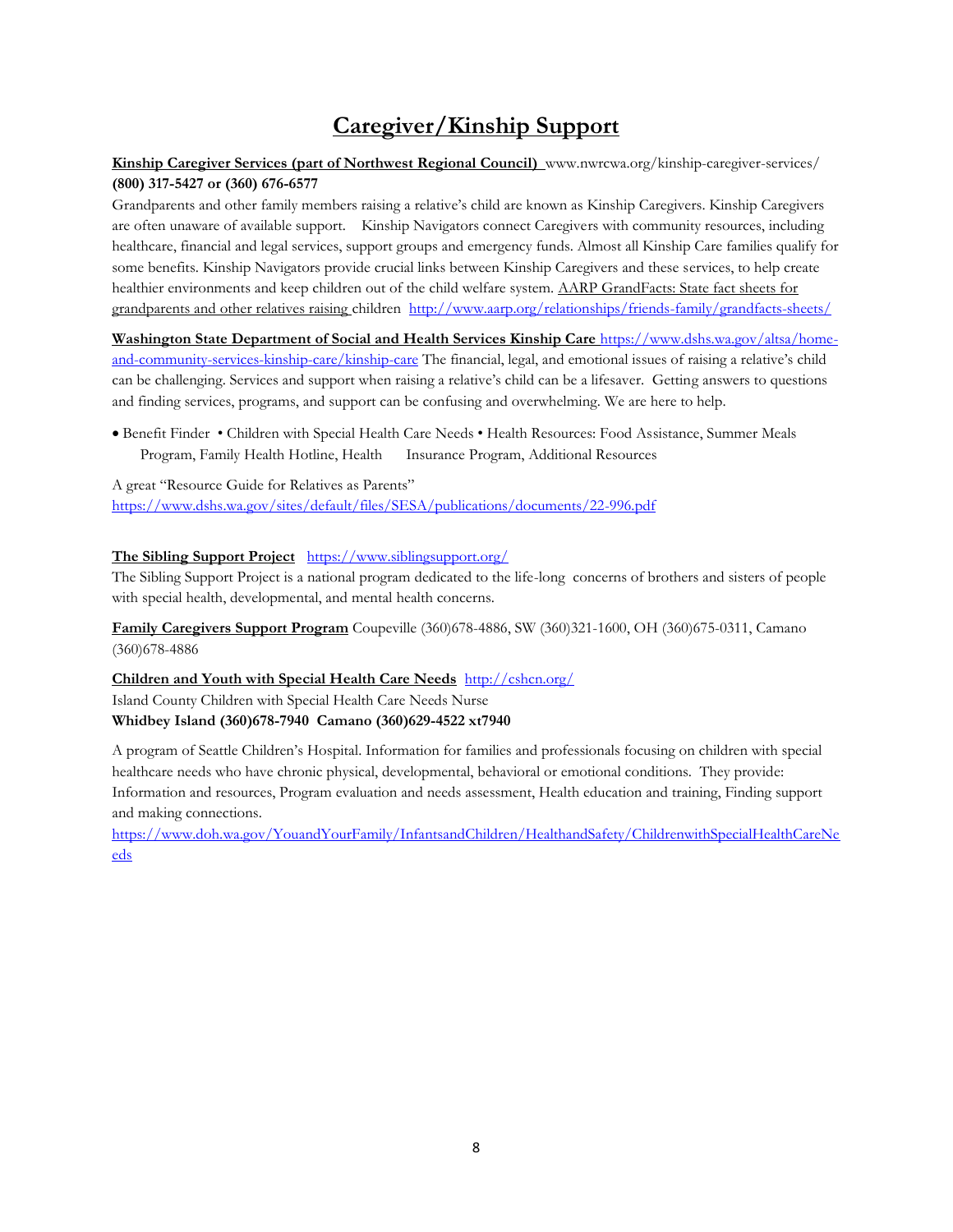# Caregiver/Kinship Support

**Kinship Caregiver Services (part of Northwest Regional Council)** www.nwrcwa.org/kinship-caregiver-services/
**(800) 317-5427 or (360) 676-6577**
Grandparents and other family members raising a relative's child are known as Kinship Caregivers. Kinship Caregivers are often unaware of available support. Kinship Navigators connect Caregivers with community resources, including healthcare, financial and legal services, support groups and emergency funds. Almost all Kinship Care families qualify for some benefits. Kinship Navigators provide crucial links between Kinship Caregivers and these services, to help create healthier environments and keep children out of the child welfare system. AARP GrandFacts: State fact sheets for grandparents and other relatives raising children http://www.aarp.org/relationships/friends-family/grandfacts-sheets/

**Washington State Department of Social and Health Services Kinship Care** https://www.dshs.wa.gov/altsa/home-and-community-services-kinship-care/kinship-care The financial, legal, and emotional issues of raising a relative's child can be challenging. Services and support when raising a relative's child can be a lifesaver. Getting answers to questions and finding services, programs, and support can be confusing and overwhelming. We are here to help.

- Benefit Finder • Children with Special Health Care Needs • Health Resources: Food Assistance, Summer Meals Program, Family Health Hotline, Health Insurance Program, Additional Resources

A great "Resource Guide for Relatives as Parents"
https://www.dshs.wa.gov/sites/default/files/SESA/publications/documents/22-996.pdf

**The Sibling Support Project** https://www.siblingsupport.org/
The Sibling Support Project is a national program dedicated to the life-long concerns of brothers and sisters of people with special health, developmental, and mental health concerns.

**Family Caregivers Support Program** Coupeville (360)678-4886, SW (360)321-1600, OH (360)675-0311, Camano (360)678-4886

**Children and Youth with Special Health Care Needs** http://cshcn.org/
Island County Children with Special Health Care Needs Nurse
**Whidbey Island (360)678-7940 Camano (360)629-4522 xt7940**

A program of Seattle Children's Hospital. Information for families and professionals focusing on children with special healthcare needs who have chronic physical, developmental, behavioral or emotional conditions. They provide: Information and resources, Program evaluation and needs assessment, Health education and training, Finding support and making connections.
https://www.doh.wa.gov/YouandYourFamily/InfantsandChildren/HealthandSafety/ChildrenwithSpecialHealthCareNeeds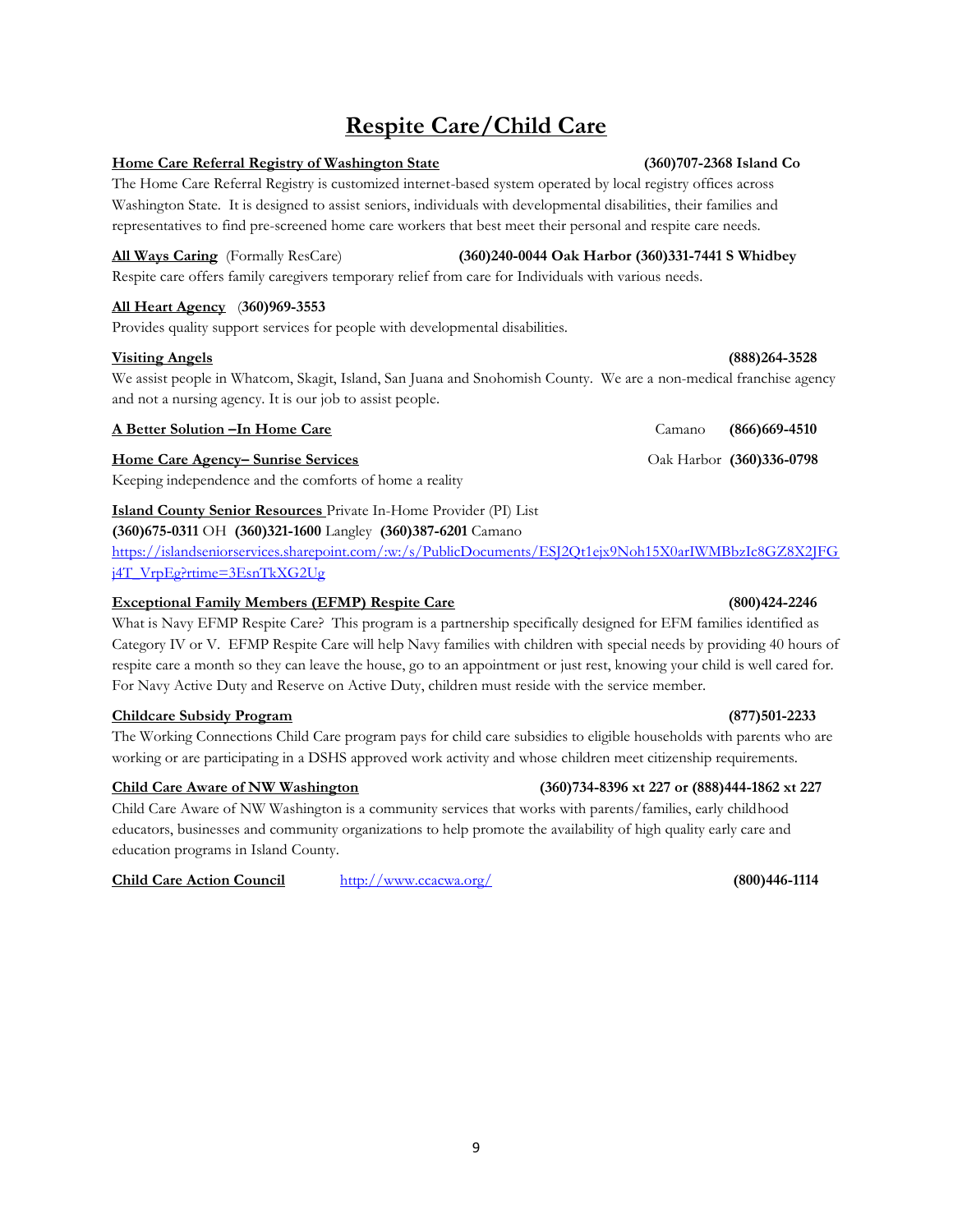# Respite Care/Child Care

**Home Care Referral Registry of Washington State** **(360)707-2368 Island Co**

The Home Care Referral Registry is customized internet-based system operated by local registry offices across Washington State. It is designed to assist seniors, individuals with developmental disabilities, their families and representatives to find pre-screened home care workers that best meet their personal and respite care needs.

**All Ways Caring** (Formally ResCare) **(360)240-0044 Oak Harbor (360)331-7441 S Whidbey**

Respite care offers family caregivers temporary relief from care for Individuals with various needs.

**All Heart Agency** (**360)969-3553**

Provides quality support services for people with developmental disabilities.

**Visiting Angels** **(888)264-3528**

We assist people in Whatcom, Skagit, Island, San Juana and Snohomish County. We are a non-medical franchise agency and not a nursing agency. It is our job to assist people.

**A Better Solution –In Home Care** Camano **(866)669-4510**

**Home Care Agency– Sunrise Services** Oak Harbor **(360)336-0798**

Keeping independence and the comforts of home a reality

**Island County Senior Resources** Private In-Home Provider (PI) List

**(360)675-0311** OH **(360)321-1600** Langley **(360)387-6201** Camano

https://islandseniorservices.sharepoint.com/:w:/s/PublicDocuments/ESJ2Qt1ejx9Noh15X0arIWMBbzIc8GZ8X2JFGj4T_VrpEg?rtime=3EsnTkXG2Ug

**Exceptional Family Members (EFMP) Respite Care** **(800)424-2246**

What is Navy EFMP Respite Care? This program is a partnership specifically designed for EFM families identified as Category IV or V. EFMP Respite Care will help Navy families with children with special needs by providing 40 hours of respite care a month so they can leave the house, go to an appointment or just rest, knowing your child is well cared for. For Navy Active Duty and Reserve on Active Duty, children must reside with the service member.

**Childcare Subsidy Program** **(877)501-2233**

The Working Connections Child Care program pays for child care subsidies to eligible households with parents who are working or are participating in a DSHS approved work activity and whose children meet citizenship requirements.

**Child Care Aware of NW Washington** **(360)734-8396 xt 227 or (888)444-1862 xt 227**

Child Care Aware of NW Washington is a community services that works with parents/families, early childhood educators, businesses and community organizations to help promote the availability of high quality early care and education programs in Island County.

**Child Care Action Council** http://www.ccacwa.org/ **(800)446-1114**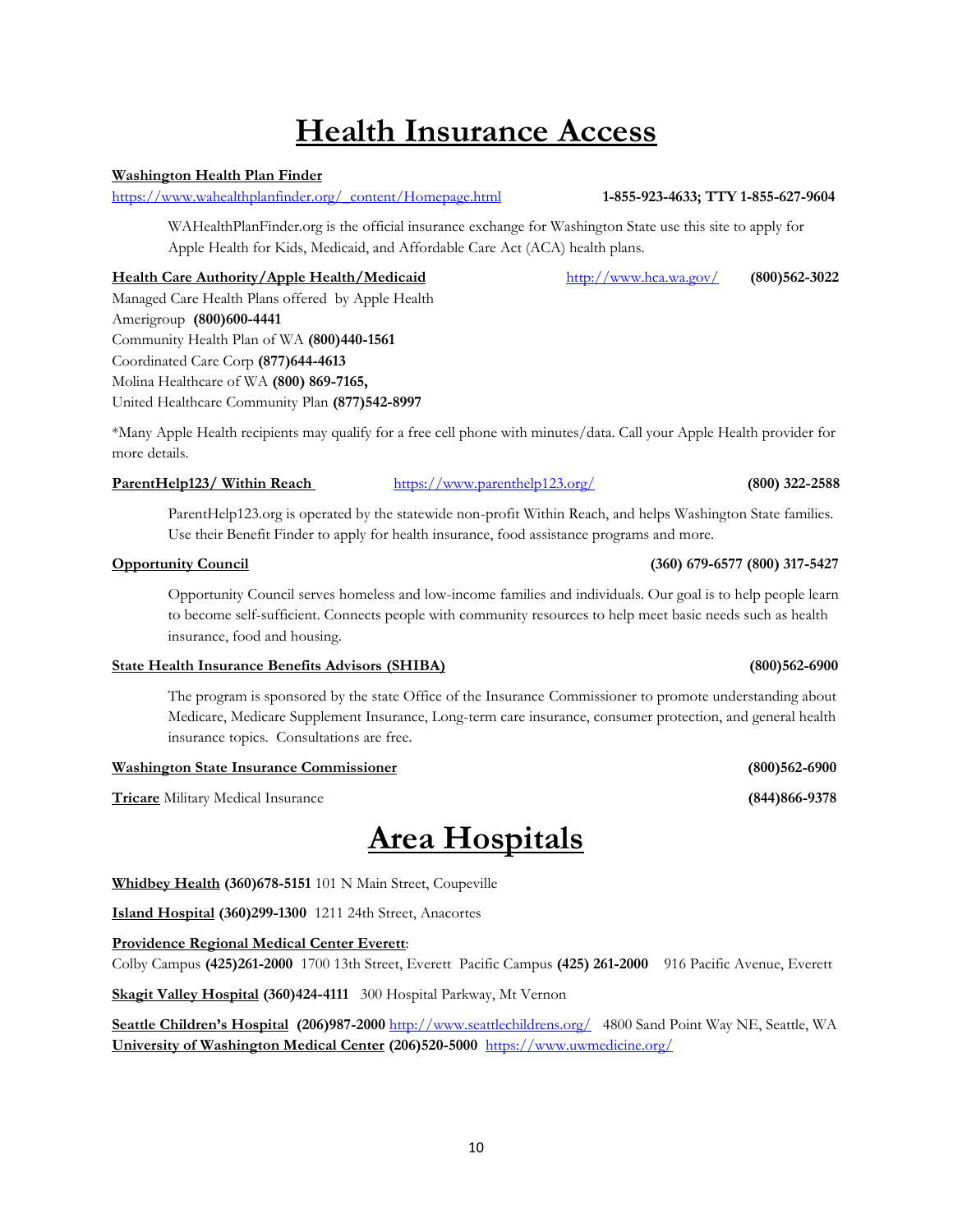# Health Insurance Access

**Washington Health Plan Finder**
https://www.wahealthplanfinder.org/_content/Homepage.html **1-855-923-4633; TTY 1-855-627-9604**

WAHealthPlanFinder.org is the official insurance exchange for Washington State use this site to apply for Apple Health for Kids, Medicaid, and Affordable Care Act (ACA) health plans.

**Health Care Authority/Apple Health/Medicaid** http://www.hca.wa.gov/ **(800)562-3022**

Managed Care Health Plans offered by Apple Health
Amerigroup **(800)600-4441**
Community Health Plan of WA **(800)440-1561**
Coordinated Care Corp **(877)644-4613**
Molina Healthcare of WA **(800) 869-7165,**
United Healthcare Community Plan **(877)542-8997**

*Many Apple Health recipients may qualify for a free cell phone with minutes/data. Call your Apple Health provider for more details.

**ParentHelp123/ Within Reach** https://www.parenthelp123.org/ **(800) 322-2588**

ParentHelp123.org is operated by the statewide non-profit Within Reach, and helps Washington State families. Use their Benefit Finder to apply for health insurance, food assistance programs and more.

**Opportunity Council** **(360) 679-6577 (800) 317-5427**

Opportunity Council serves homeless and low-income families and individuals. Our goal is to help people learn to become self-sufficient. Connects people with community resources to help meet basic needs such as health insurance, food and housing.

**State Health Insurance Benefits Advisors (SHIBA)** **(800)562-6900**

The program is sponsored by the state Office of the Insurance Commissioner to promote understanding about Medicare, Medicare Supplement Insurance, Long-term care insurance, consumer protection, and general health insurance topics. Consultations are free.

**Washington State Insurance Commissioner** **(800)562-6900**

**Tricare** Military Medical Insurance **(844)866-9378**

# Area Hospitals

**Whidbey Health** **(360)678-5151** 101 N Main Street, Coupeville

**Island Hospital** **(360)299-1300** 1211 24th Street, Anacortes

**Providence Regional Medical Center Everett**:
Colby Campus **(425)261-2000** 1700 13th Street, Everett Pacific Campus **(425) 261-2000** 916 Pacific Avenue, Everett

**Skagit Valley Hospital** **(360)424-4111** 300 Hospital Parkway, Mt Vernon

**Seattle Children's Hospital** **(206)987-2000** http://www.seattlechildrens.org/ 4800 Sand Point Way NE, Seattle, WA
**University of Washington Medical Center** **(206)520-5000** https://www.uwmedicine.org/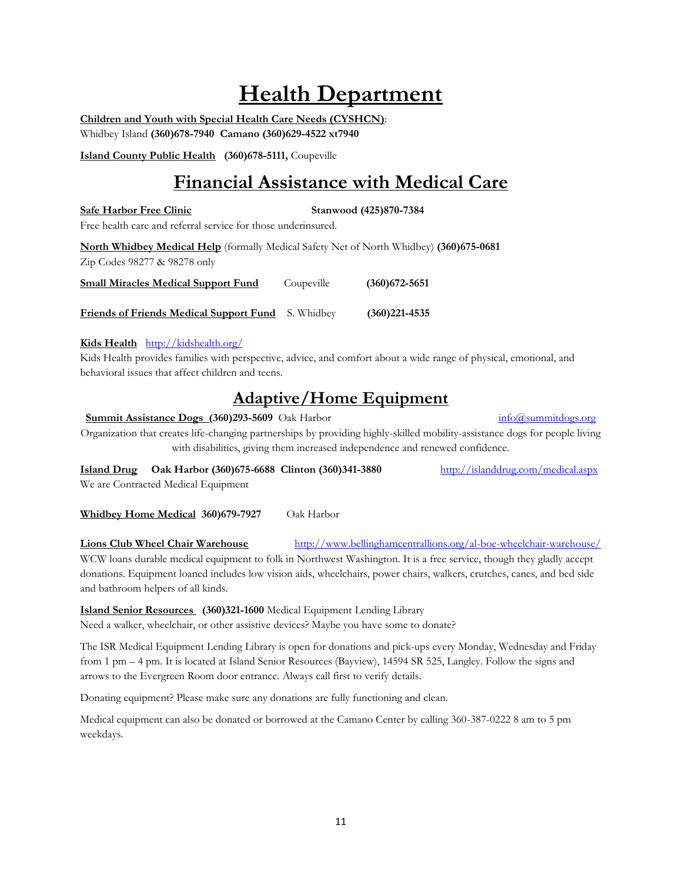# Health Department

**Children and Youth with Special Health Care Needs (CYSHCN)**:
Whidbey Island **(360)678-7940 Camano (360)629-4522 xt7940**

**Island County Public Health** **(360)678-5111,** Coupeville

# Financial Assistance with Medical Care

**Safe Harbor Free Clinic** **Stanwood (425)870-7384**
Free health care and referral service for those underinsured.

**North Whidbey Medical Help** (formally Medical Safety Net of North Whidbey) **(360)675-0681**
Zip Codes 98277 & 98278 only

**Small Miracles Medical Support Fund** Coupeville **(360)672-5651**

**Friends of Friends Medical Support Fund** S. Whidbey **(360)221-4535**

**Kids Health** http://kidshealth.org/
Kids Health provides families with perspective, advice, and comfort about a wide range of physical, emotional, and behavioral issues that affect children and teens.

# Adaptive/Home Equipment

**Summit Assistance Dogs (360)293-5609** Oak Harbor info@summitdogs.org
Organization that creates life-changing partnerships by providing highly-skilled mobility-assistance dogs for people living with disabilities, giving them increased independence and renewed confidence.

**Island Drug** **Oak Harbor (360)675-6688 Clinton (360)341-3880** http://islanddrug.com/medical.aspx
We are Contracted Medical Equipment

**Whidbey Home Medical 360)679-7927** Oak Harbor

**Lions Club Wheel Chair Warehouse** http://www.bellinghamcentrallions.org/al-boe-wheelchair-warehouse/
WCW loans durable medical equipment to folk in Northwest Washington. It is a free service, though they gladly accept donations. Equipment loaned includes low vision aids, wheelchairs, power chairs, walkers, crutches, canes, and bed side and bathroom helpers of all kinds.

**Island Senior Resources (360)321-1600** Medical Equipment Lending Library
Need a walker, wheelchair, or other assistive devices? Maybe you have some to donate?

The ISR Medical Equipment Lending Library is open for donations and pick-ups every Monday, Wednesday and Friday from 1 pm – 4 pm. It is located at Island Senior Resources (Bayview), 14594 SR 525, Langley. Follow the signs and arrows to the Evergreen Room door entrance. Always call first to verify details.

Donating equipment? Please make sure any donations are fully functioning and clean.

Medical equipment can also be donated or borrowed at the Camano Center by calling 360-387-0222 8 am to 5 pm weekdays.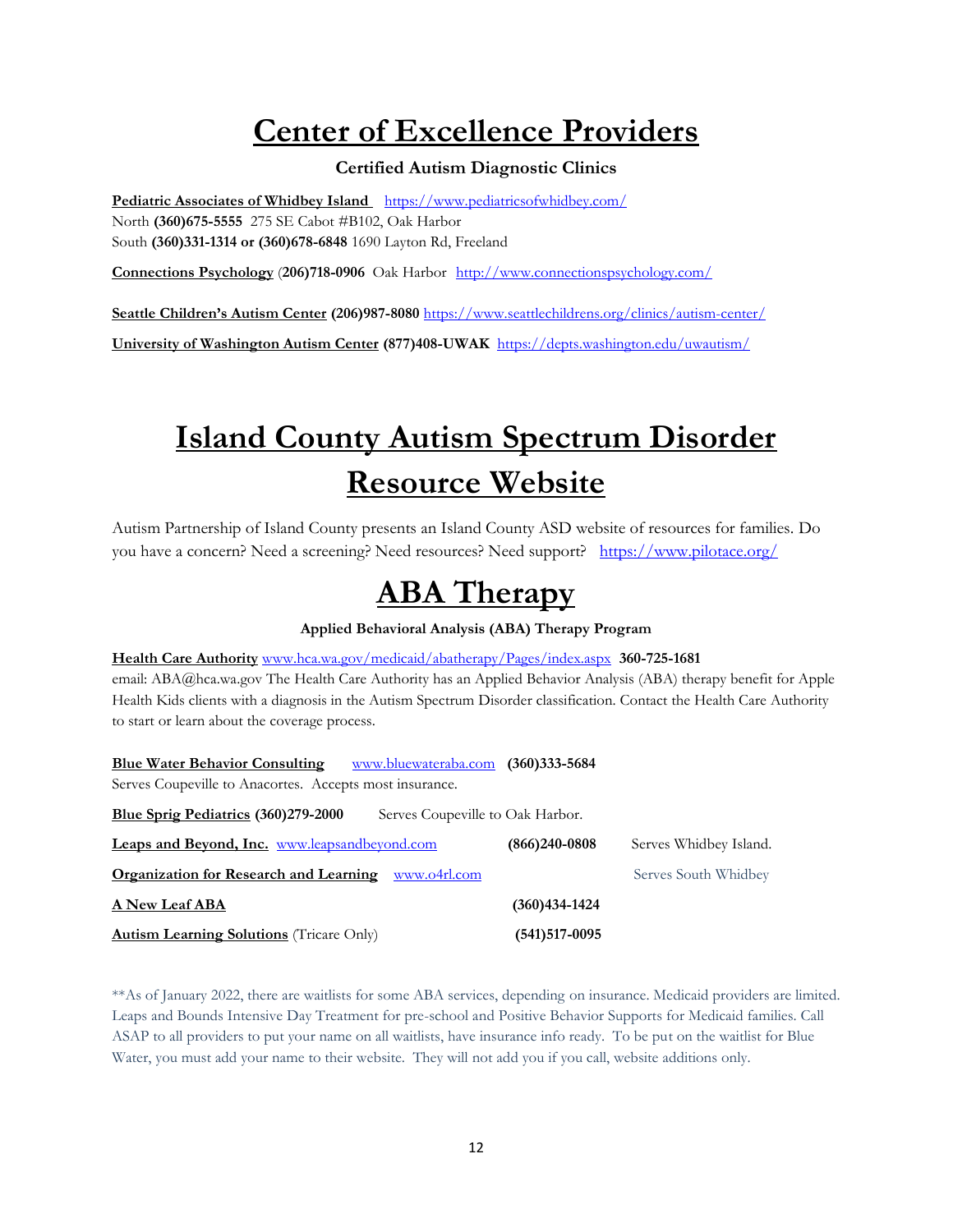# Center of Excellence Providers

### Certified Autism Diagnostic Clinics

**Pediatric Associates of Whidbey Island** https://www.pediatricsofwhidbey.com/
North **(360)675-5555** 275 SE Cabot #B102, Oak Harbor
South **(360)331-1314 or (360)678-6848** 1690 Layton Rd, Freeland

**Connections Psychology** (**206)718-0906** Oak Harbor http://www.connectionspsychology.com/

**Seattle Children's Autism Center (206)987-8080** https://www.seattlechildrens.org/clinics/autism-center/

**University of Washington Autism Center (877)408-UWAK** https://depts.washington.edu/uwautism/

# Island County Autism Spectrum Disorder Resource Website

Autism Partnership of Island County presents an Island County ASD website of resources for families. Do you have a concern? Need a screening? Need resources? Need support? https://www.pilotace.org/

# ABA Therapy

### Applied Behavioral Analysis (ABA) Therapy Program

**Health Care Authority** www.hca.wa.gov/medicaid/abatherapy/Pages/index.aspx **360-725-1681**
email: ABA@hca.wa.gov The Health Care Authority has an Applied Behavior Analysis (ABA) therapy benefit for Apple Health Kids clients with a diagnosis in the Autism Spectrum Disorder classification. Contact the Health Care Authority to start or learn about the coverage process.

**Blue Water Behavior Consulting** www.bluewateraba.com **(360)333-5684**
Serves Coupeville to Anacortes. Accepts most insurance.

**Blue Sprig Pediatrics (360)279-2000** Serves Coupeville to Oak Harbor.

**Leaps and Beyond, Inc.** www.leapsandbeyond.com **(866)240-0808** Serves Whidbey Island.

**Organization for Research and Learning** www.o4rl.com Serves South Whidbey

**A New Leaf ABA** **(360)434-1424**

**Autism Learning Solutions** (Tricare Only) **(541)517-0095**

**As of January 2022, there are waitlists for some ABA services, depending on insurance. Medicaid providers are limited. Leaps and Bounds Intensive Day Treatment for pre-school and Positive Behavior Supports for Medicaid families. Call ASAP to all providers to put your name on all waitlists, have insurance info ready. To be put on the waitlist for Blue Water, you must add your name to their website. They will not add you if you call, website additions only.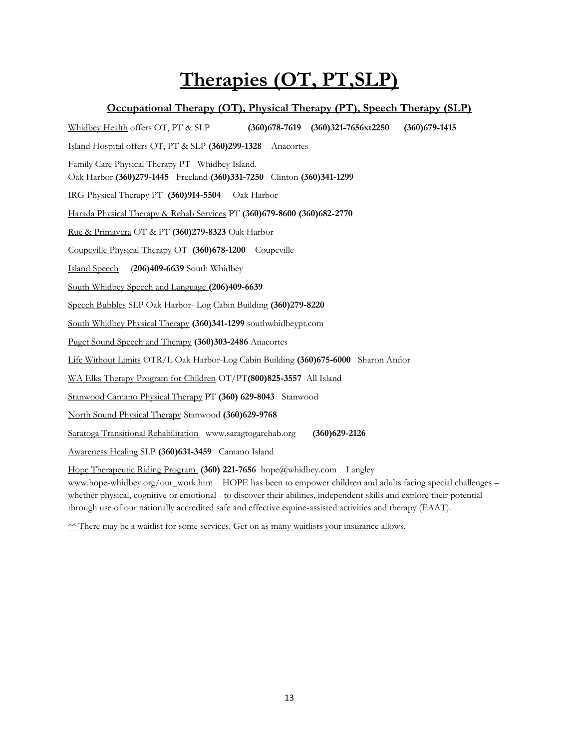# Therapies (OT, PT,SLP)

## Occupational Therapy (OT), Physical Therapy (PT), Speech Therapy (SLP)

Whidbey Health offers OT, PT & SLP **(360)678-7619 (360)321-7656xt2250 (360)679-1415**

Island Hospital offers OT, PT & SLP **(360)299-1328** Anacortes

Family Care Physical Therapy PT Whidbey Island.
Oak Harbor **(360)279-1445** Freeland **(360)331-7250** Clinton **(360)341-1299**

IRG Physical Therapy PT **(360)914-5504** Oak Harbor

Harada Physical Therapy & Rehab Services PT **(360)679-8600 (360)682-2770**

Rue & Primavera OT & PT **(360)279-8323** Oak Harbor

Coupeville Physical Therapy OT **(360)678-1200** Coupeville

Island Speech (**206)409-6639** South Whidbey

South Whidbey Speech and Language **(206)409-6639**

Speech Bubbles SLP Oak Harbor- Log Cabin Building **(360)279-8220**

South Whidbey Physical Therapy **(360)341-1299** southwhidbeypt.com

Puget Sound Speech and Therapy **(360)303-2486** Anacortes

Life Without Limits OTR/L Oak Harbor-Log Cabin Building **(360)675-6000** Sharon Andor

WA Elks Therapy Program for Children OT/PT**(800)825-3557** All Island

Stanwood Camano Physical Therapy PT **(360) 629-8043** Stanwood

North Sound Physical Therapy Stanwood **(360)629-9768**

Saratoga Transitional Rehabilitation www.saragtogarehab.org **(360)629-2126**

Awareness Healing SLP **(360)631-3459** Camano Island

Hope Therapeutic Riding Program **(360) 221-7656** hope@whidbey.com Langley
www.hope-whidbey.org/our_work.htm HOPE has been to empower children and adults facing special challenges – whether physical, cognitive or emotional - to discover their abilities, independent skills and explore their potential through use of our nationally accredited safe and effective equine-assisted activities and therapy (EAAT).

** There may be a waitlist for some services. Get on as many waitlists your insurance allows.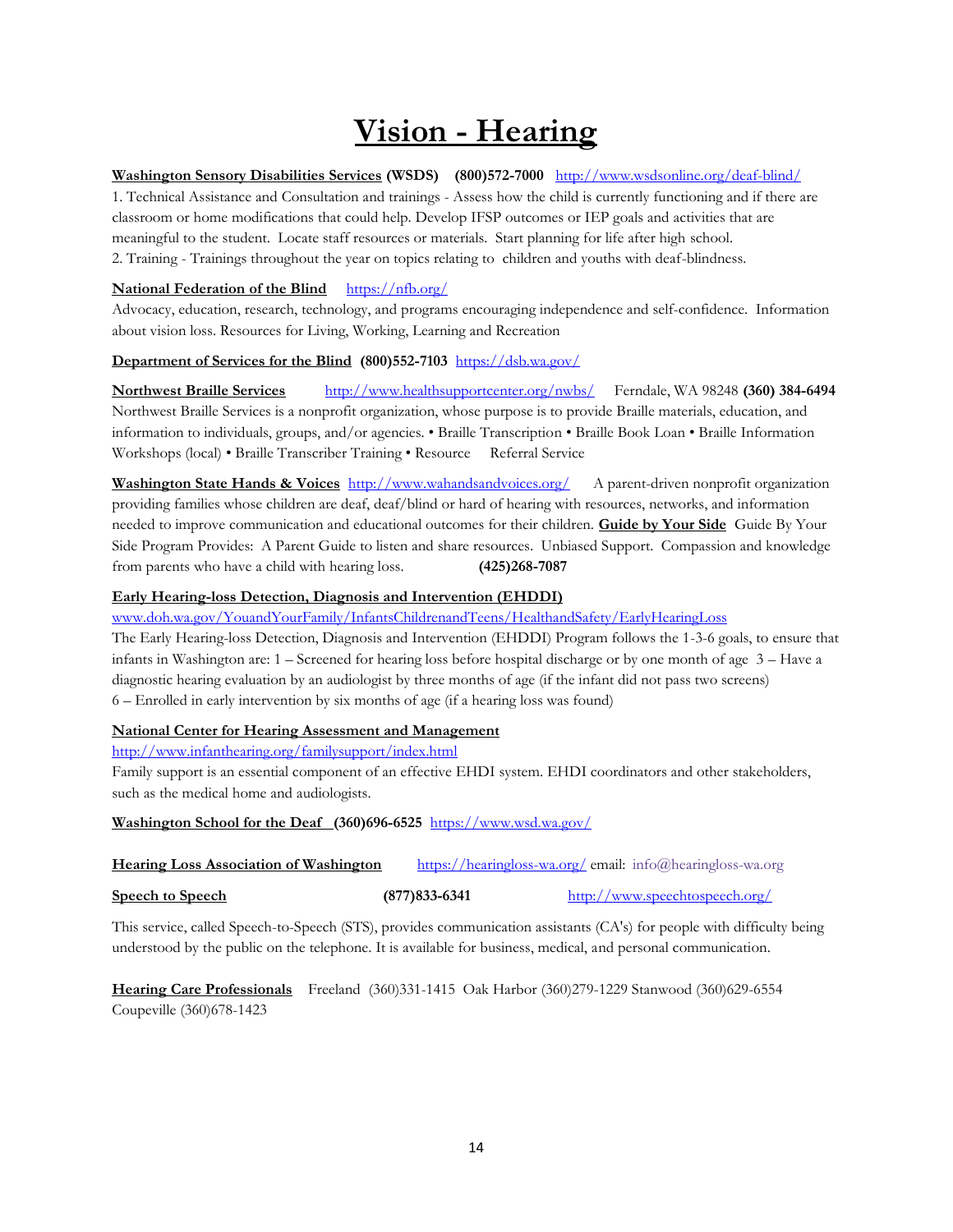# Vision - Hearing

**Washington Sensory Disabilities Services (WSDS)** **(800)572-7000** http://www.wsdsonline.org/deaf-blind/
1. Technical Assistance and Consultation and trainings - Assess how the child is currently functioning and if there are classroom or home modifications that could help. Develop IFSP outcomes or IEP goals and activities that are meaningful to the student. Locate staff resources or materials. Start planning for life after high school.
2. Training - Trainings throughout the year on topics relating to children and youths with deaf-blindness.

**National Federation of the Blind** https://nfb.org/
Advocacy, education, research, technology, and programs encouraging independence and self-confidence. Information about vision loss. Resources for Living, Working, Learning and Recreation

**Department of Services for the Blind** **(800)552-7103** https://dsb.wa.gov/

**Northwest Braille Services** http://www.healthsupportcenter.org/nwbs/ Ferndale, WA 98248 **(360) 384-6494**
Northwest Braille Services is a nonprofit organization, whose purpose is to provide Braille materials, education, and information to individuals, groups, and/or agencies. • Braille Transcription • Braille Book Loan • Braille Information Workshops (local) • Braille Transcriber Training • Resource Referral Service

**Washington State Hands & Voices** http://www.wahandsandvoices.org/ A parent-driven nonprofit organization providing families whose children are deaf, deaf/blind or hard of hearing with resources, networks, and information needed to improve communication and educational outcomes for their children. **Guide by Your Side** Guide By Your Side Program Provides: A Parent Guide to listen and share resources. Unbiased Support. Compassion and knowledge from parents who have a child with hearing loss. **(425)268-7087**

**Early Hearing-loss Detection, Diagnosis and Intervention (EHDDI)**
www.doh.wa.gov/YouandYourFamily/InfantsChildrenandTeens/HealthandSafety/EarlyHearingLoss
The Early Hearing-loss Detection, Diagnosis and Intervention (EHDDI) Program follows the 1-3-6 goals, to ensure that infants in Washington are: 1 – Screened for hearing loss before hospital discharge or by one month of age 3 – Have a diagnostic hearing evaluation by an audiologist by three months of age (if the infant did not pass two screens)
6 – Enrolled in early intervention by six months of age (if a hearing loss was found)

**National Center for Hearing Assessment and Management**
http://www.infanthearing.org/familysupport/index.html
Family support is an essential component of an effective EHDI system. EHDI coordinators and other stakeholders, such as the medical home and audiologists.

**Washington School for the Deaf** **(360)696-6525** https://www.wsd.wa.gov/

**Hearing Loss Association of Washington** https://hearingloss-wa.org/ email: info@hearingloss-wa.org

**Speech to Speech** **(877)833-6341** http://www.speechtospeech.org/

This service, called Speech-to-Speech (STS), provides communication assistants (CA's) for people with difficulty being understood by the public on the telephone. It is available for business, medical, and personal communication.

**Hearing Care Professionals** Freeland (360)331-1415 Oak Harbor (360)279-1229 Stanwood (360)629-6554 Coupeville (360)678-1423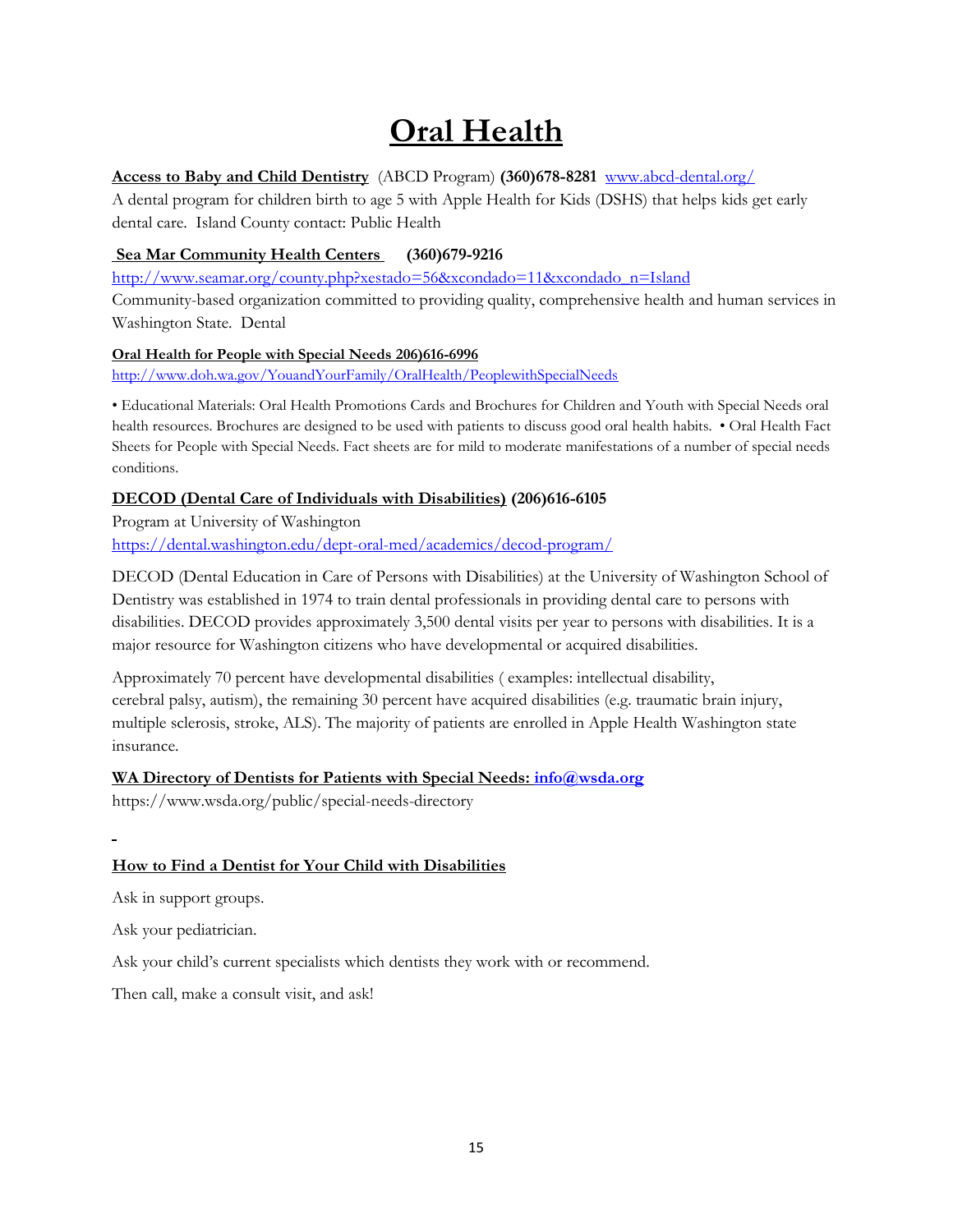# Oral Health

**Access to Baby and Child Dentistry** (ABCD Program) **(360)678-8281** [www.abcd-dental.org/](www.abcd-dental.org/)
A dental program for children birth to age 5 with Apple Health for Kids (DSHS) that helps kids get early dental care. Island County contact: Public Health

**Sea Mar Community Health Centers (360)679-9216**
[http://www.seamar.org/county.php?xestado=56&xcondado=11&xcondado_n=Island](http://www.seamar.org/county.php?xestado=56&xcondado=11&xcondado_n=Island)
Community-based organization committed to providing quality, comprehensive health and human services in Washington State. Dental

**Oral Health for People with Special Needs 206)616-6996**
[http://www.doh.wa.gov/YouandYourFamily/OralHealth/PeoplewithSpecialNeeds](http://www.doh.wa.gov/YouandYourFamily/OralHealth/PeoplewithSpecialNeeds)

• Educational Materials: Oral Health Promotions Cards and Brochures for Children and Youth with Special Needs oral health resources. Brochures are designed to be used with patients to discuss good oral health habits. • Oral Health Fact Sheets for People with Special Needs. Fact sheets are for mild to moderate manifestations of a number of special needs conditions.

**DECOD (Dental Care of Individuals with Disabilities) (206)616-6105**
Program at University of Washington
[https://dental.washington.edu/dept-oral-med/academics/decod-program/](https://dental.washington.edu/dept-oral-med/academics/decod-program/)

DECOD (Dental Education in Care of Persons with Disabilities) at the University of Washington School of Dentistry was established in 1974 to train dental professionals in providing dental care to persons with disabilities. DECOD provides approximately 3,500 dental visits per year to persons with disabilities. It is a major resource for Washington citizens who have developmental or acquired disabilities.

Approximately 70 percent have developmental disabilities ( examples: intellectual disability, cerebral palsy, autism), the remaining 30 percent have acquired disabilities (e.g. traumatic brain injury, multiple sclerosis, stroke, ALS). The majority of patients are enrolled in Apple Health Washington state insurance.

**WA Directory of Dentists for Patients with Special Needs: [info@wsda.org](mailto:info@wsda.org)**
https://www.wsda.org/public/special-needs-directory

**How to Find a Dentist for Your Child with Disabilities**

Ask in support groups.

Ask your pediatrician.

Ask your child's current specialists which dentists they work with or recommend.

Then call, make a consult visit, and ask!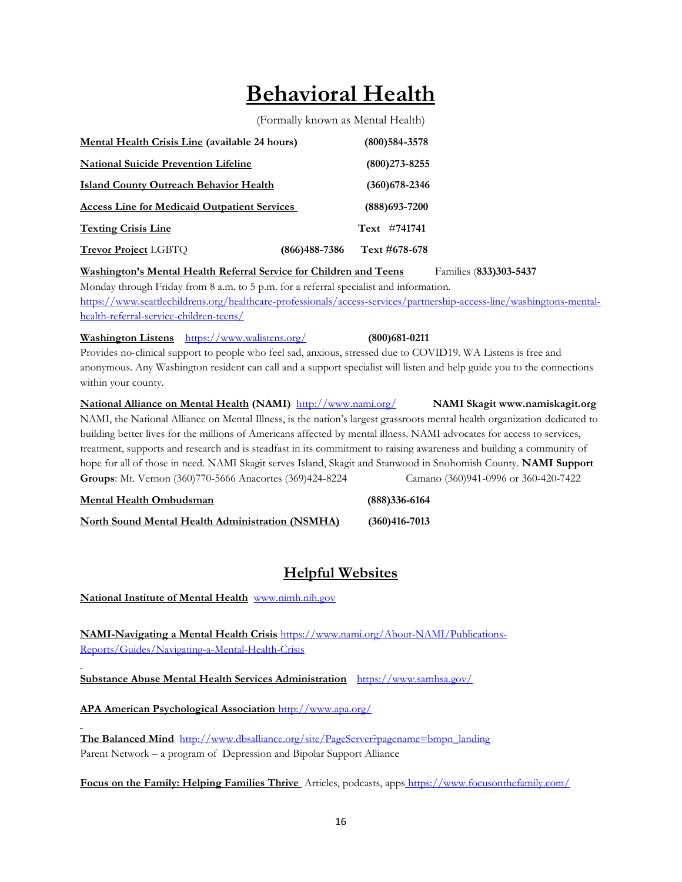# Behavioral Health

(Formally known as Mental Health)

**Mental Health Crisis Line (available 24 hours)** **(800)584-3578**

**National Suicide Prevention Lifeline** **(800)273-8255**

**Island County Outreach Behavior Health** **(360)678-2346**

**Access Line for Medicaid Outpatient Services** **(888)693-7200**

**Texting Crisis Line** **Text** #741741

**Trevor Project** LGBTQ **(866)488-7386** **Text #678-678**

**Washington's Mental Health Referral Service for Children and Teens** Families (**833)303-5437**
Monday through Friday from 8 a.m. to 5 p.m. for a referral specialist and information.
https://www.seattlechildrens.org/healthcare-professionals/access-services/partnership-access-line/washingtons-mental-health-referral-service-children-teens/

**Washington Listens** https://www.walistens.org/ **(800)681-0211**
Provides no-clinical support to people who feel sad, anxious, stressed due to COVID19. WA Listens is free and anonymous. Any Washington resident can call and a support specialist will listen and help guide you to the connections within your county.

**National Alliance on Mental Health (NAMI)** http://www.nami.org/ **NAMI Skagit www.namiskagit.org**
NAMI, the National Alliance on Mental Illness, is the nation's largest grassroots mental health organization dedicated to building better lives for the millions of Americans affected by mental illness. NAMI advocates for access to services, treatment, supports and research and is steadfast in its commitment to raising awareness and building a community of hope for all of those in need. NAMI Skagit serves Island, Skagit and Stanwood in Snohomish County. **NAMI Support Groups**: Mt. Vernon (360)770-5666 Anacortes (369)424-8224 Camano (360)941-0996 or 360-420-7422

**Mental Health Ombudsman** **(888)336-6164**

**North Sound Mental Health Administration (NSMHA)** **(360)416-7013**

## Helpful Websites

**National Institute of Mental Health** www.nimh.nih.gov

**NAMI-Navigating a Mental Health Crisis** https://www.nami.org/About-NAMI/Publications-Reports/Guides/Navigating-a-Mental-Health-Crisis

**Substance Abuse Mental Health Services Administration** https://www.samhsa.gov/

**APA American Psychological Association** http://www.apa.org/

**The Balanced Mind** http://www.dbsalliance.org/site/PageServer?pagename=bmpn_landing
Parent Network – a program of Depression and Bipolar Support Alliance

**Focus on the Family: Helping Families Thrive** Articles, podcasts, apps https://www.focusonthefamily.com/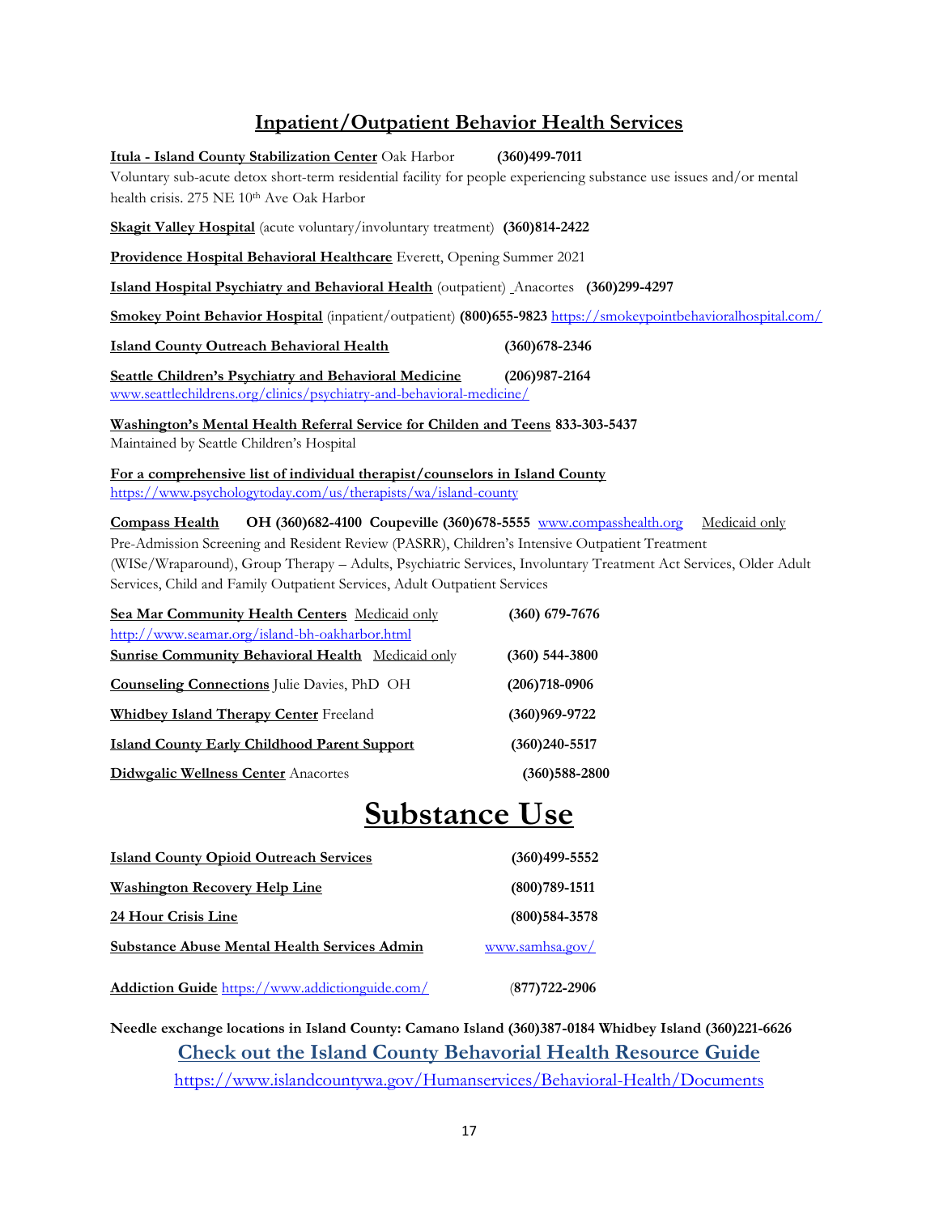## Inpatient/Outpatient Behavior Health Services

**Itula - Island County Stabilization Center** Oak Harbor **(360)499-7011**
Voluntary sub-acute detox short-term residential facility for people experiencing substance use issues and/or mental health crisis. 275 NE 10th Ave Oak Harbor

**Skagit Valley Hospital** (acute voluntary/involuntary treatment) **(360)814-2422**

**Providence Hospital Behavioral Healthcare** Everett, Opening Summer 2021

**Island Hospital Psychiatry and Behavioral Health** (outpatient) Anacortes **(360)299-4297**

**Smokey Point Behavior Hospital** (inpatient/outpatient) **(800)655-9823** https://smokeypointbehavioralhospital.com/

**Island County Outreach Behavioral Health** **(360)678-2346**

**Seattle Children's Psychiatry and Behavioral Medicine** **(206)987-2164**
www.seattlechildrens.org/clinics/psychiatry-and-behavioral-medicine/

**Washington's Mental Health Referral Service for Childen and Teens** **833-303-5437**
Maintained by Seattle Children's Hospital

**For a comprehensive list of individual therapist/counselors in Island County**
https://www.psychologytoday.com/us/therapists/wa/island-county

**Compass Health** **OH (360)682-4100 Coupeville (360)678-5555** www.compasshealth.org Medicaid only
Pre-Admission Screening and Resident Review (PASRR), Children's Intensive Outpatient Treatment (WISe/Wraparound), Group Therapy – Adults, Psychiatric Services, Involuntary Treatment Act Services, Older Adult Services, Child and Family Outpatient Services, Adult Outpatient Services

**Sea Mar Community Health Centers** Medicaid only **(360) 679-7676**
http://www.seamar.org/island-bh-oakharbor.html

**Sunrise Community Behavioral Health** Medicaid only **(360) 544-3800**

**Counseling Connections** Julie Davies, PhD OH **(206)718-0906**

**Whidbey Island Therapy Center** Freeland **(360)969-9722**

**Island County Early Childhood Parent Support** **(360)240-5517**

**Didwgalic Wellness Center** Anacortes **(360)588-2800**

# Substance Use

**Island County Opioid Outreach Services** **(360)499-5552**

**Washington Recovery Help Line** **(800)789-1511**

**24 Hour Crisis Line** **(800)584-3578**

**Substance Abuse Mental Health Services Admin** www.samhsa.gov/

**Addiction Guide** https://www.addictionguide.com/ **(877)722-2906**

**Needle exchange locations in Island County: Camano Island (360)387-0184 Whidbey Island (360)221-6626**

**Check out the Island County Behavorial Health Resource Guide**

https://www.islandcountywa.gov/Humanservices/Behavioral-Health/Documents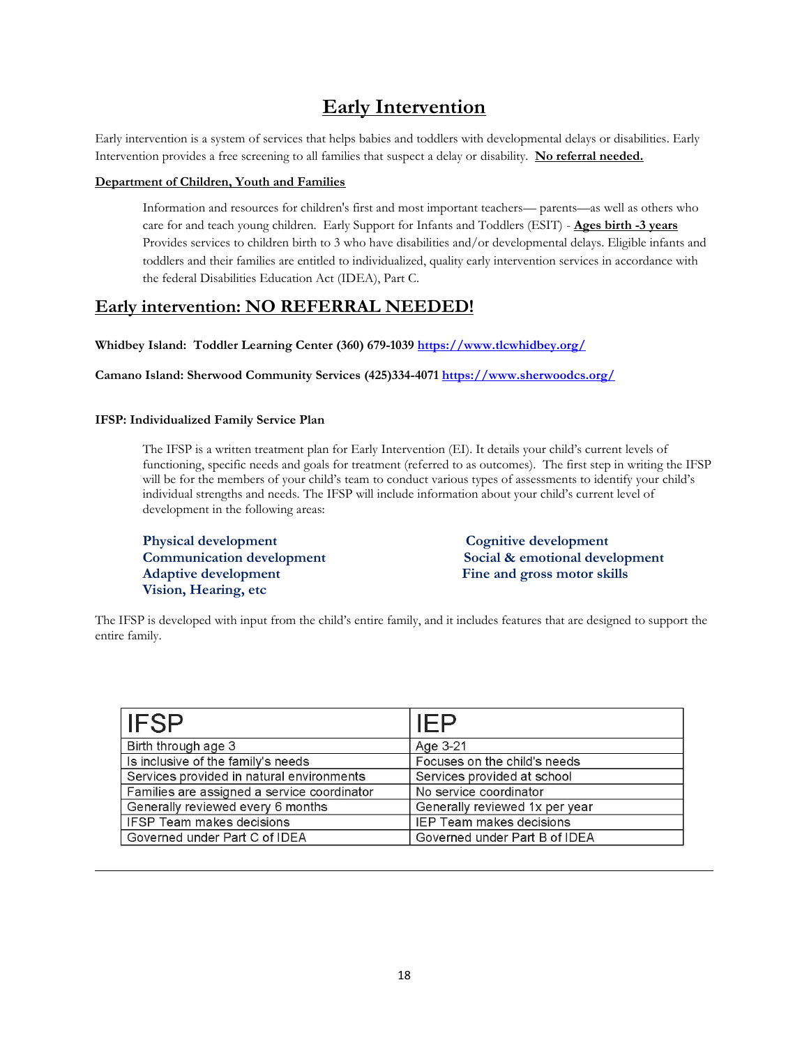# Early Intervention

Early intervention is a system of services that helps babies and toddlers with developmental delays or disabilities. Early Intervention provides a free screening to all families that suspect a delay or disability. **No referral needed.**

**Department of Children, Youth and Families**

Information and resources for children's first and most important teachers— parents—as well as others who care for and teach young children. Early Support for Infants and Toddlers (ESIT) - **Ages birth -3 years** Provides services to children birth to 3 who have disabilities and/or developmental delays. Eligible infants and toddlers and their families are entitled to individualized, quality early intervention services in accordance with the federal Disabilities Education Act (IDEA), Part C.

## Early intervention: NO REFERRAL NEEDED!

**Whidbey Island: Toddler Learning Center (360) 679-1039** https://www.tlcwhidbey.org/

**Camano Island: Sherwood Community Services (425)334-4071** https://www.sherwoodcs.org/

**IFSP: Individualized Family Service Plan**

The IFSP is a written treatment plan for Early Intervention (EI). It details your child's current levels of functioning, specific needs and goals for treatment (referred to as outcomes). The first step in writing the IFSP will be for the members of your child's team to conduct various types of assessments to identify your child's individual strengths and needs. The IFSP will include information about your child's current level of development in the following areas:

- **Physical development**
- **Communication development**
- **Adaptive development**
- **Vision, Hearing, etc**
- **Cognitive development**
- **Social & emotional development**
- **Fine and gross motor skills**

The IFSP is developed with input from the child's entire family, and it includes features that are designed to support the entire family.

| IFSP | IEP |
|---|---|
| Birth through age 3 | Age 3-21 |
| Is inclusive of the family's needs | Focuses on the child's needs |
| Services provided in natural environments | Services provided at school |
| Families are assigned a service coordinator | No service coordinator |
| Generally reviewed every 6 months | Generally reviewed 1x per year |
| IFSP Team makes decisions | IEP Team makes decisions |
| Governed under Part C of IDEA | Governed under Part B of IDEA |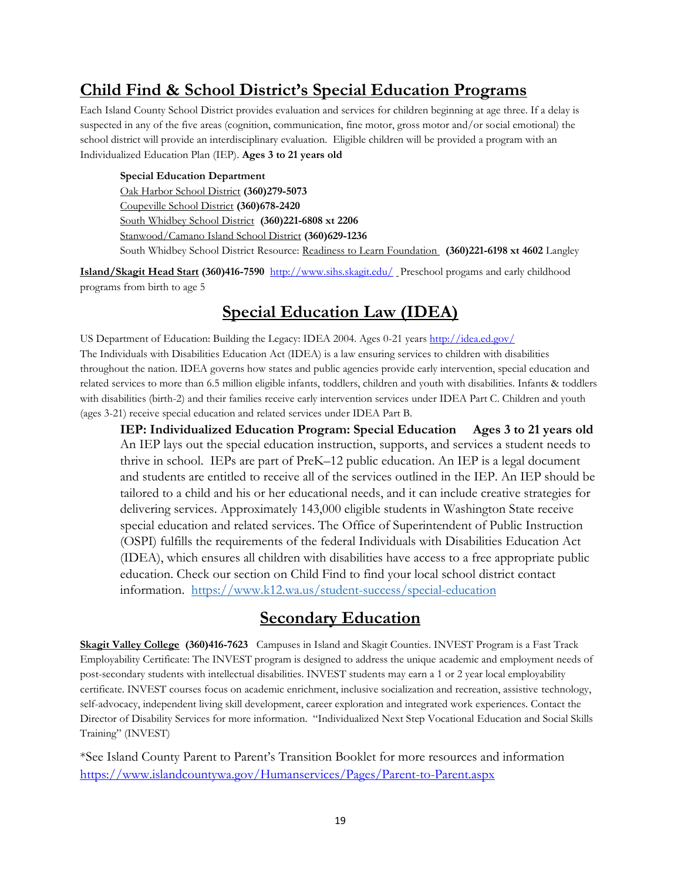## Child Find & School District's Special Education Programs

Each Island County School District provides evaluation and services for children beginning at age three. If a delay is suspected in any of the five areas (cognition, communication, fine motor, gross motor and/or social emotional) the school district will provide an interdisciplinary evaluation. Eligible children will be provided a program with an Individualized Education Plan (IEP). **Ages 3 to 21 years old**

**Special Education Department**
Oak Harbor School District **(360)279-5073**
Coupeville School District **(360)678-2420**
South Whidbey School District **(360)221-6808 xt 2206**
Stanwood/Camano Island School District **(360)629-1236**
South Whidbey School District Resource: Readiness to Learn Foundation **(360)221-6198 xt 4602** Langley

**Island/Skagit Head Start (360)416-7590** http://www.sihs.skagit.edu/ Preschool progams and early childhood programs from birth to age 5

## Special Education Law (IDEA)

US Department of Education: Building the Legacy: IDEA 2004. Ages 0-21 years http://idea.ed.gov/
The Individuals with Disabilities Education Act (IDEA) is a law ensuring services to children with disabilities throughout the nation. IDEA governs how states and public agencies provide early intervention, special education and related services to more than 6.5 million eligible infants, toddlers, children and youth with disabilities. Infants & toddlers with disabilities (birth-2) and their families receive early intervention services under IDEA Part C. Children and youth (ages 3-21) receive special education and related services under IDEA Part B.

**IEP: Individualized Education Program: Special Education Ages 3 to 21 years old**
An IEP lays out the special education instruction, supports, and services a student needs to thrive in school. IEPs are part of PreK–12 public education. An IEP is a legal document and students are entitled to receive all of the services outlined in the IEP. An IEP should be tailored to a child and his or her educational needs, and it can include creative strategies for delivering services. Approximately 143,000 eligible students in Washington State receive special education and related services. The Office of Superintendent of Public Instruction (OSPI) fulfills the requirements of the federal Individuals with Disabilities Education Act (IDEA), which ensures all children with disabilities have access to a free appropriate public education. Check our section on Child Find to find your local school district contact information. https://www.k12.wa.us/student-success/special-education

## Secondary Education

**Skagit Valley College (360)416-7623** Campuses in Island and Skagit Counties. INVEST Program is a Fast Track Employability Certificate: The INVEST program is designed to address the unique academic and employment needs of post-secondary students with intellectual disabilities. INVEST students may earn a 1 or 2 year local employability certificate. INVEST courses focus on academic enrichment, inclusive socialization and recreation, assistive technology, self-advocacy, independent living skill development, career exploration and integrated work experiences. Contact the Director of Disability Services for more information. "Individualized Next Step Vocational Education and Social Skills Training" (INVEST)

*See Island County Parent to Parent's Transition Booklet for more resources and information https://www.islandcountywa.gov/Humanservices/Pages/Parent-to-Parent.aspx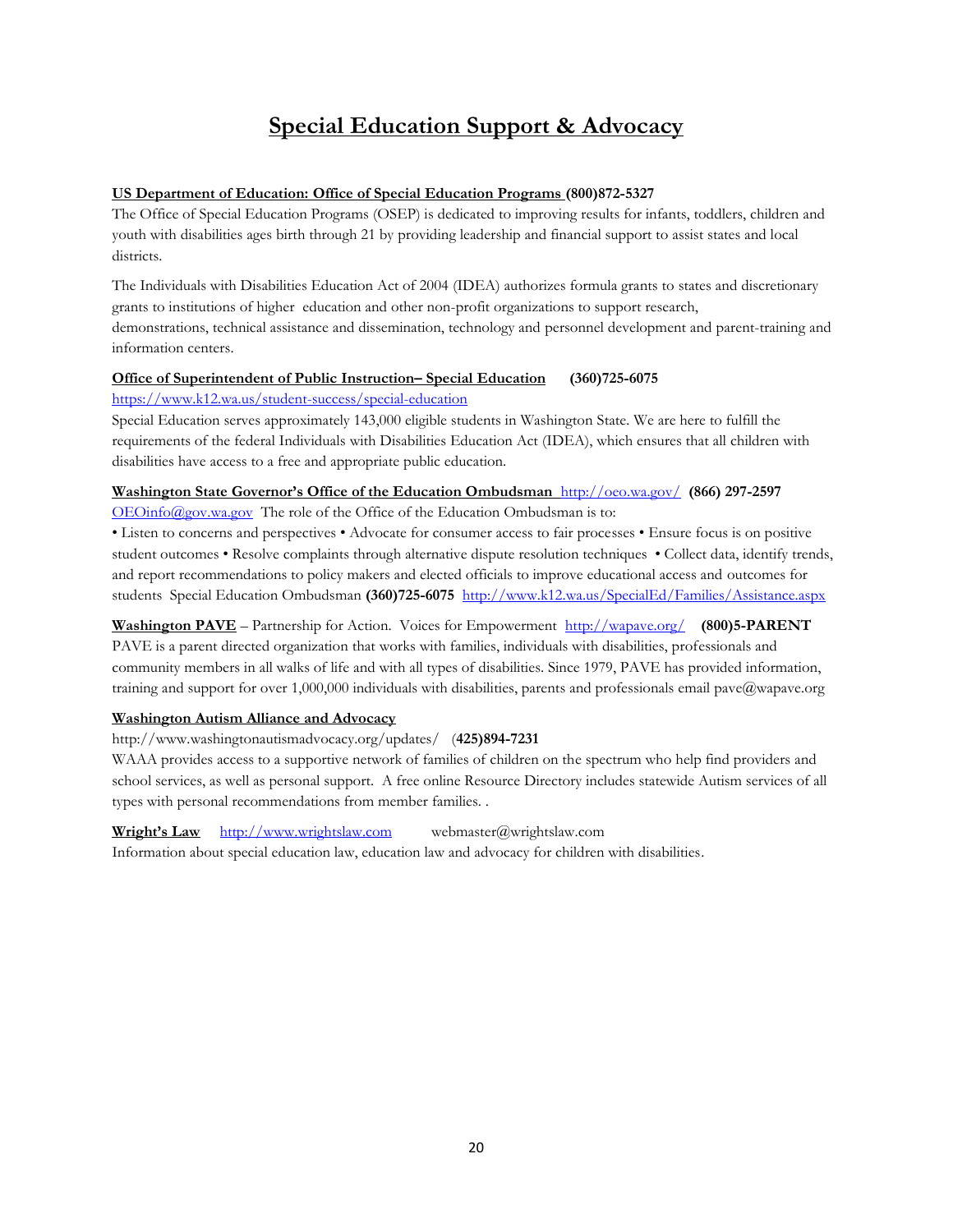# Special Education Support & Advocacy

**US Department of Education: Office of Special Education Programs (800)872-5327**

The Office of Special Education Programs (OSEP) is dedicated to improving results for infants, toddlers, children and youth with disabilities ages birth through 21 by providing leadership and financial support to assist states and local districts.

The Individuals with Disabilities Education Act of 2004 (IDEA) authorizes formula grants to states and discretionary grants to institutions of higher education and other non-profit organizations to support research, demonstrations, technical assistance and dissemination, technology and personnel development and parent-training and information centers.

**Office of Superintendent of Public Instruction– Special Education (360)725-6075**

https://www.k12.wa.us/student-success/special-education

Special Education serves approximately 143,000 eligible students in Washington State. We are here to fulfill the requirements of the federal Individuals with Disabilities Education Act (IDEA), which ensures that all children with disabilities have access to a free and appropriate public education.

**Washington State Governor's Office of the Education Ombudsman** http://oeo.wa.gov/ **(866) 297-2597**

OEOinfo@gov.wa.gov The role of the Office of the Education Ombudsman is to:

• Listen to concerns and perspectives • Advocate for consumer access to fair processes • Ensure focus is on positive student outcomes • Resolve complaints through alternative dispute resolution techniques • Collect data, identify trends, and report recommendations to policy makers and elected officials to improve educational access and outcomes for students Special Education Ombudsman **(360)725-6075** http://www.k12.wa.us/SpecialEd/Families/Assistance.aspx

**Washington PAVE** – Partnership for Action. Voices for Empowerment http://wapave.org/ **(800)5-PARENT**

PAVE is a parent directed organization that works with families, individuals with disabilities, professionals and community members in all walks of life and with all types of disabilities. Since 1979, PAVE has provided information, training and support for over 1,000,000 individuals with disabilities, parents and professionals email pave@wapave.org

**Washington Autism Alliance and Advocacy**

http://www.washingtonautismadvocacy.org/updates/ **(425)894-7231**

WAAA provides access to a supportive network of families of children on the spectrum who help find providers and school services, as well as personal support. A free online Resource Directory includes statewide Autism services of all types with personal recommendations from member families. .

**Wright's Law** http://www.wrightslaw.com webmaster@wrightslaw.com

Information about special education law, education law and advocacy for children with disabilities.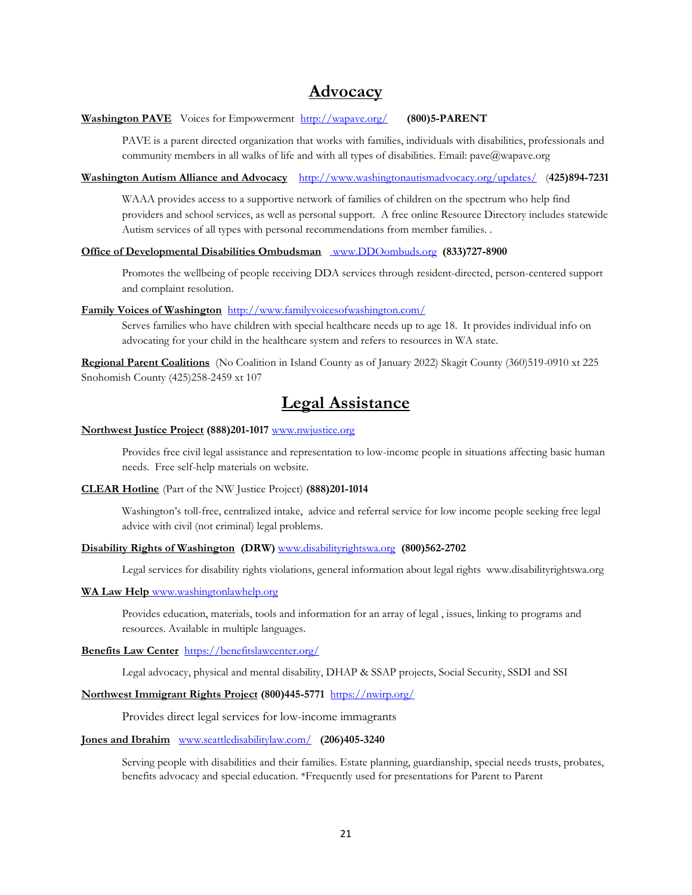# Advocacy

**Washington PAVE** Voices for Empowerment http://wapave.org/ **(800)5-PARENT**

PAVE is a parent directed organization that works with families, individuals with disabilities, professionals and community members in all walks of life and with all types of disabilities. Email: pave@wapave.org

**Washington Autism Alliance and Advocacy** http://www.washingtonautismadvocacy.org/updates/ **(425)894-7231**

WAAA provides access to a supportive network of families of children on the spectrum who help find providers and school services, as well as personal support. A free online Resource Directory includes statewide Autism services of all types with personal recommendations from member families. .

**Office of Developmental Disabilities Ombudsman** www.DDOombuds.org **(833)727-8900**

Promotes the wellbeing of people receiving DDA services through resident-directed, person-centered support and complaint resolution.

**Family Voices of Washington** http://www.familyvoicesofwashington.com/

Serves families who have children with special healthcare needs up to age 18. It provides individual info on advocating for your child in the healthcare system and refers to resources in WA state.

**Regional Parent Coalitions** (No Coalition in Island County as of January 2022) Skagit County (360)519-0910 xt 225 Snohomish County (425)258-2459 xt 107

# Legal Assistance

**Northwest Justice Project (888)201-1017** www.nwjustice.org

Provides free civil legal assistance and representation to low-income people in situations affecting basic human needs. Free self-help materials on website.

**CLEAR Hotline** (Part of the NW Justice Project) **(888)201-1014**

Washington's toll-free, centralized intake, advice and referral service for low income people seeking free legal advice with civil (not criminal) legal problems.

**Disability Rights of Washington (DRW)** www.disabilityrightswa.org **(800)562-2702**

Legal services for disability rights violations, general information about legal rights www.disabilityrightswa.org

**WA Law Help** www.washingtonlawhelp.org

Provides education, materials, tools and information for an array of legal , issues, linking to programs and resources. Available in multiple languages.

**Benefits Law Center** https://benefitslawcenter.org/

Legal advocacy, physical and mental disability, DHAP & SSAP projects, Social Security, SSDI and SSI

**Northwest Immigrant Rights Project (800)445-5771** https://nwirp.org/

Provides direct legal services for low-income immagrants

**Jones and Ibrahim** www.seattledisabilitylaw.com/ **(206)405-3240**

Serving people with disabilities and their families. Estate planning, guardianship, special needs trusts, probates, benefits advocacy and special education. *Frequently used for presentations for Parent to Parent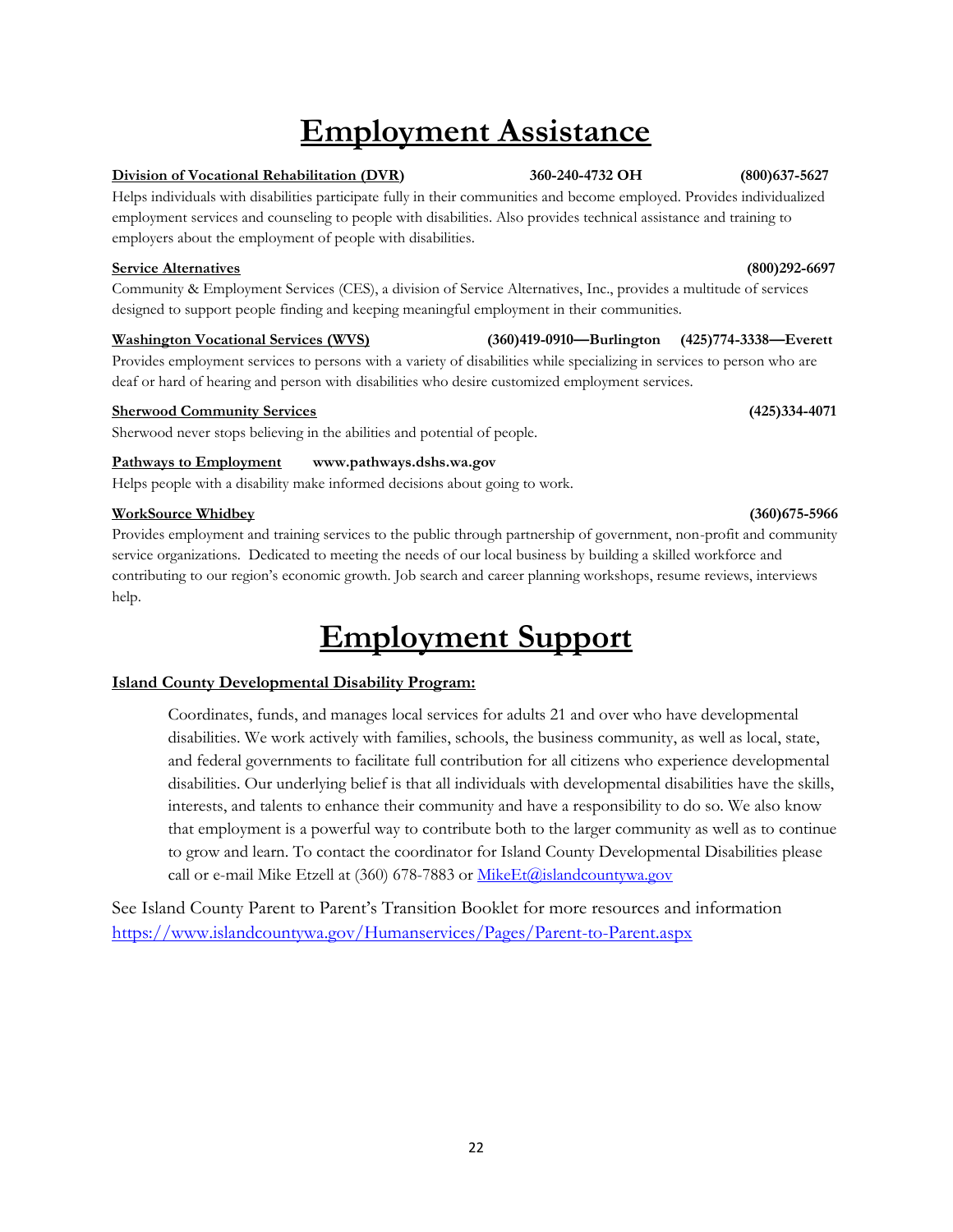# Employment Assistance

**Division of Vocational Rehabilitation (DVR)** **360-240-4732 OH** **(800)637-5627**

Helps individuals with disabilities participate fully in their communities and become employed. Provides individualized employment services and counseling to people with disabilities. Also provides technical assistance and training to employers about the employment of people with disabilities.

**Service Alternatives** **(800)292-6697**

Community & Employment Services (CES), a division of Service Alternatives, Inc., provides a multitude of services designed to support people finding and keeping meaningful employment in their communities.

**Washington Vocational Services (WVS)** **(360)419-0910—Burlington** **(425)774-3338—Everett**

Provides employment services to persons with a variety of disabilities while specializing in services to person who are deaf or hard of hearing and person with disabilities who desire customized employment services.

**Sherwood Community Services** **(425)334-4071**

Sherwood never stops believing in the abilities and potential of people.

**Pathways to Employment** **www.pathways.dshs.wa.gov**

Helps people with a disability make informed decisions about going to work.

**WorkSource Whidbey** **(360)675-5966**

Provides employment and training services to the public through partnership of government, non-profit and community service organizations. Dedicated to meeting the needs of our local business by building a skilled workforce and contributing to our region's economic growth. Job search and career planning workshops, resume reviews, interviews help.

# Employment Support

**Island County Developmental Disability Program:**

> Coordinates, funds, and manages local services for adults 21 and over who have developmental disabilities. We work actively with families, schools, the business community, as well as local, state, and federal governments to facilitate full contribution for all citizens who experience developmental disabilities. Our underlying belief is that all individuals with developmental disabilities have the skills, interests, and talents to enhance their community and have a responsibility to do so. We also know that employment is a powerful way to contribute both to the larger community as well as to continue to grow and learn. To contact the coordinator for Island County Developmental Disabilities please call or e-mail Mike Etzell at (360) 678-7883 or MikeEt@islandcountywa.gov

See Island County Parent to Parent's Transition Booklet for more resources and information https://www.islandcountywa.gov/Humanservices/Pages/Parent-to-Parent.aspx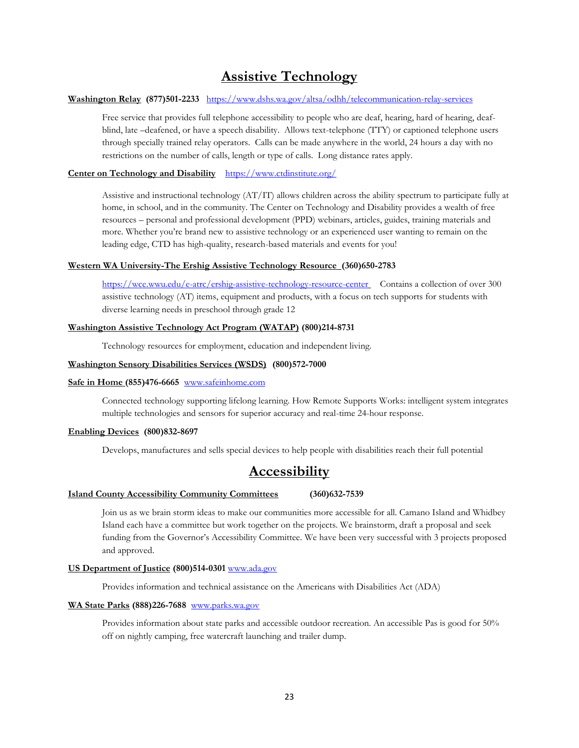# Assistive Technology

**Washington Relay (877)501-2233** https://www.dshs.wa.gov/altsa/odhh/telecommunication-relay-services

Free service that provides full telephone accessibility to people who are deaf, hearing, hard of hearing, deaf-blind, late –deafened, or have a speech disability. Allows text-telephone (TTY) or captioned telephone users through specially trained relay operators. Calls can be made anywhere in the world, 24 hours a day with no restrictions on the number of calls, length or type of calls. Long distance rates apply.

**Center on Technology and Disability** https://www.ctdinstitute.org/

Assistive and instructional technology (AT/IT) allows children across the ability spectrum to participate fully at home, in school, and in the community. The Center on Technology and Disability provides a wealth of free resources – personal and professional development (PPD) webinars, articles, guides, training materials and more. Whether you're brand new to assistive technology or an experienced user wanting to remain on the leading edge, CTD has high-quality, research-based materials and events for you!

**Western WA University-The Ershig Assistive Technology Resource (360)650-2783**

https://wce.wwu.edu/e-atrc/ershig-assistive-technology-resource-center Contains a collection of over 300 assistive technology (AT) items, equipment and products, with a focus on tech supports for students with diverse learning needs in preschool through grade 12

**Washington Assistive Technology Act Program (WATAP) (800)214-8731**

Technology resources for employment, education and independent living.

**Washington Sensory Disabilities Services (WSDS) (800)572-7000**

**Safe in Home (855)476-6665** www.safeinhome.com

Connected technology supporting lifelong learning. How Remote Supports Works: intelligent system integrates multiple technologies and sensors for superior accuracy and real-time 24-hour response.

**Enabling Devices (800)832-8697**

Develops, manufactures and sells special devices to help people with disabilities reach their full potential

# Accessibility

**Island County Accessibility Community Committees (360)632-7539**

Join us as we brain storm ideas to make our communities more accessible for all. Camano Island and Whidbey Island each have a committee but work together on the projects. We brainstorm, draft a proposal and seek funding from the Governor's Accessibility Committee. We have been very successful with 3 projects proposed and approved.

**US Department of Justice (800)514-0301** www.ada.gov

Provides information and technical assistance on the Americans with Disabilities Act (ADA)

**WA State Parks (888)226-7688** www.parks.wa.gov

Provides information about state parks and accessible outdoor recreation. An accessible Pas is good for 50% off on nightly camping, free watercraft launching and trailer dump.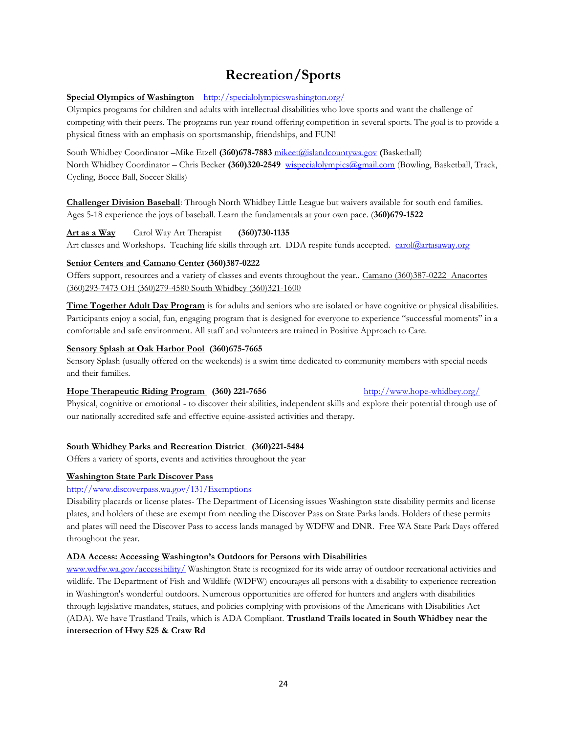# Recreation/Sports

**Special Olympics of Washington** http://specialolympicswashington.org/

Olympics programs for children and adults with intellectual disabilities who love sports and want the challenge of competing with their peers. The programs run year round offering competition in several sports. The goal is to provide a physical fitness with an emphasis on sportsmanship, friendships, and FUN!

South Whidbey Coordinator –Mike Etzell **(360)678-7883** mikeet@islandcountywa.gov **(**Basketball)
North Whidbey Coordinator – Chris Becker **(360)320-2549** wispecialolympics@gmail.com (Bowling, Basketball, Track, Cycling, Bocce Ball, Soccer Skills)

**Challenger Division Baseball**: Through North Whidbey Little League but waivers available for south end families. Ages 5-18 experience the joys of baseball. Learn the fundamentals at your own pace. (**360)679-1522**

**Art as a Way** Carol Way Art Therapist **(360)730-1135**
Art classes and Workshops. Teaching life skills through art. DDA respite funds accepted. carol@artasaway.org

**Senior Centers and Camano Center (360)387-0222**
Offers support, resources and a variety of classes and events throughout the year.. Camano (360)387-0222 Anacortes (360)293-7473 OH (360)279-4580 South Whidbey (360)321-1600

**Time Together Adult Day Program** is for adults and seniors who are isolated or have cognitive or physical disabilities. Participants enjoy a social, fun, engaging program that is designed for everyone to experience "successful moments" in a comfortable and safe environment. All staff and volunteers are trained in Positive Approach to Care.

**Sensory Splash at Oak Harbor Pool (360)675-7665**
Sensory Splash (usually offered on the weekends) is a swim time dedicated to community members with special needs and their families.

**Hope Therapeutic Riding Program (360) 221-7656** http://www.hope-whidbey.org/
Physical, cognitive or emotional - to discover their abilities, independent skills and explore their potential through use of our nationally accredited safe and effective equine-assisted activities and therapy.

**South Whidbey Parks and Recreation District (360)221-5484**
Offers a variety of sports, events and activities throughout the year

**Washington State Park Discover Pass**
http://www.discoverpass.wa.gov/131/Exemptions
Disability placards or license plates- The Department of Licensing issues Washington state disability permits and license plates, and holders of these are exempt from needing the Discover Pass on State Parks lands. Holders of these permits and plates will need the Discover Pass to access lands managed by WDFW and DNR. Free WA State Park Days offered throughout the year.

**ADA Access: Accessing Washington's Outdoors for Persons with Disabilities**
www.wdfw.wa.gov/accessibility/ Washington State is recognized for its wide array of outdoor recreational activities and wildlife. The Department of Fish and Wildlife (WDFW) encourages all persons with a disability to experience recreation in Washington's wonderful outdoors. Numerous opportunities are offered for hunters and anglers with disabilities through legislative mandates, statues, and policies complying with provisions of the Americans with Disabilities Act (ADA). We have Trustland Trails, which is ADA Compliant. **Trustland Trails located in South Whidbey near the intersection of Hwy 525 & Craw Rd**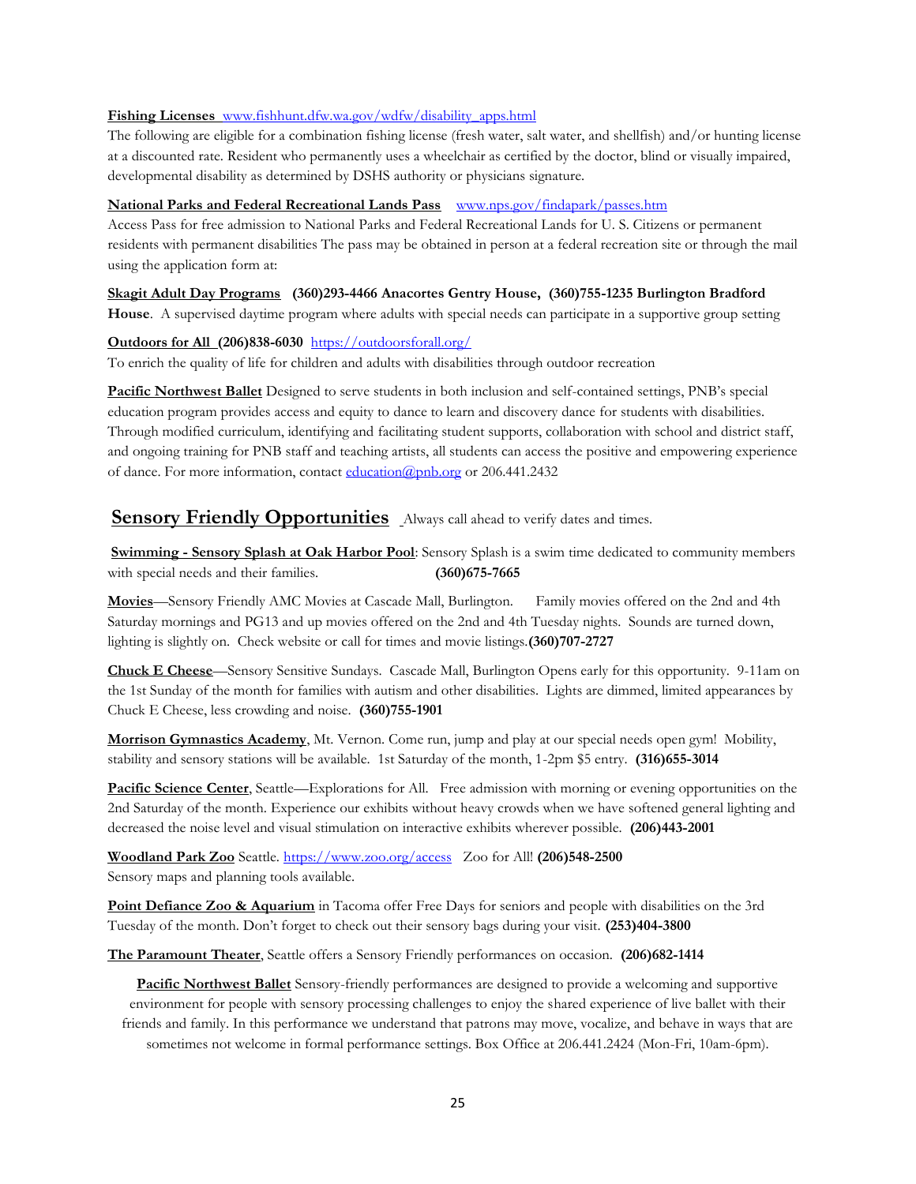**Fishing Licenses** www.fishhunt.dfw.wa.gov/wdfw/disability_apps.html
The following are eligible for a combination fishing license (fresh water, salt water, and shellfish) and/or hunting license at a discounted rate. Resident who permanently uses a wheelchair as certified by the doctor, blind or visually impaired, developmental disability as determined by DSHS authority or physicians signature.

**National Parks and Federal Recreational Lands Pass** www.nps.gov/findapark/passes.htm
Access Pass for free admission to National Parks and Federal Recreational Lands for U. S. Citizens or permanent residents with permanent disabilities The pass may be obtained in person at a federal recreation site or through the mail using the application form at:

**Skagit Adult Day Programs (360)293-4466 Anacortes Gentry House, (360)755-1235 Burlington Bradford House**. A supervised daytime program where adults with special needs can participate in a supportive group setting

**Outdoors for All (206)838-6030** https://outdoorsforall.org/
To enrich the quality of life for children and adults with disabilities through outdoor recreation

**Pacific Northwest Ballet** Designed to serve students in both inclusion and self-contained settings, PNB's special education program provides access and equity to dance to learn and discovery dance for students with disabilities. Through modified curriculum, identifying and facilitating student supports, collaboration with school and district staff, and ongoing training for PNB staff and teaching artists, all students can access the positive and empowering experience of dance. For more information, contact education@pnb.org or 206.441.2432

## Sensory Friendly Opportunities

Always call ahead to verify dates and times.

**Swimming - Sensory Splash at Oak Harbor Pool**: Sensory Splash is a swim time dedicated to community members with special needs and their families. **(360)675-7665**

**Movies**—Sensory Friendly AMC Movies at Cascade Mall, Burlington. Family movies offered on the 2nd and 4th Saturday mornings and PG13 and up movies offered on the 2nd and 4th Tuesday nights. Sounds are turned down, lighting is slightly on. Check website or call for times and movie listings.**(360)707-2727**

**Chuck E Cheese**—Sensory Sensitive Sundays. Cascade Mall, Burlington Opens early for this opportunity. 9-11am on the 1st Sunday of the month for families with autism and other disabilities. Lights are dimmed, limited appearances by Chuck E Cheese, less crowding and noise. **(360)755-1901**

**Morrison Gymnastics Academy**, Mt. Vernon. Come run, jump and play at our special needs open gym! Mobility, stability and sensory stations will be available. 1st Saturday of the month, 1-2pm $5 entry. **(316)655-3014**

**Pacific Science Center**, Seattle—Explorations for All. Free admission with morning or evening opportunities on the 2nd Saturday of the month. Experience our exhibits without heavy crowds when we have softened general lighting and decreased the noise level and visual stimulation on interactive exhibits wherever possible. **(206)443-2001**

**Woodland Park Zoo** Seattle. https://www.zoo.org/access Zoo for All! **(206)548-2500**
Sensory maps and planning tools available.

**Point Defiance Zoo & Aquarium** in Tacoma offer Free Days for seniors and people with disabilities on the 3rd Tuesday of the month. Don't forget to check out their sensory bags during your visit. **(253)404-3800**

**The Paramount Theater**, Seattle offers a Sensory Friendly performances on occasion. **(206)682-1414**

**Pacific Northwest Ballet** Sensory-friendly performances are designed to provide a welcoming and supportive environment for people with sensory processing challenges to enjoy the shared experience of live ballet with their friends and family. In this performance we understand that patrons may move, vocalize, and behave in ways that are sometimes not welcome in formal performance settings. Box Office at 206.441.2424 (Mon-Fri, 10am-6pm).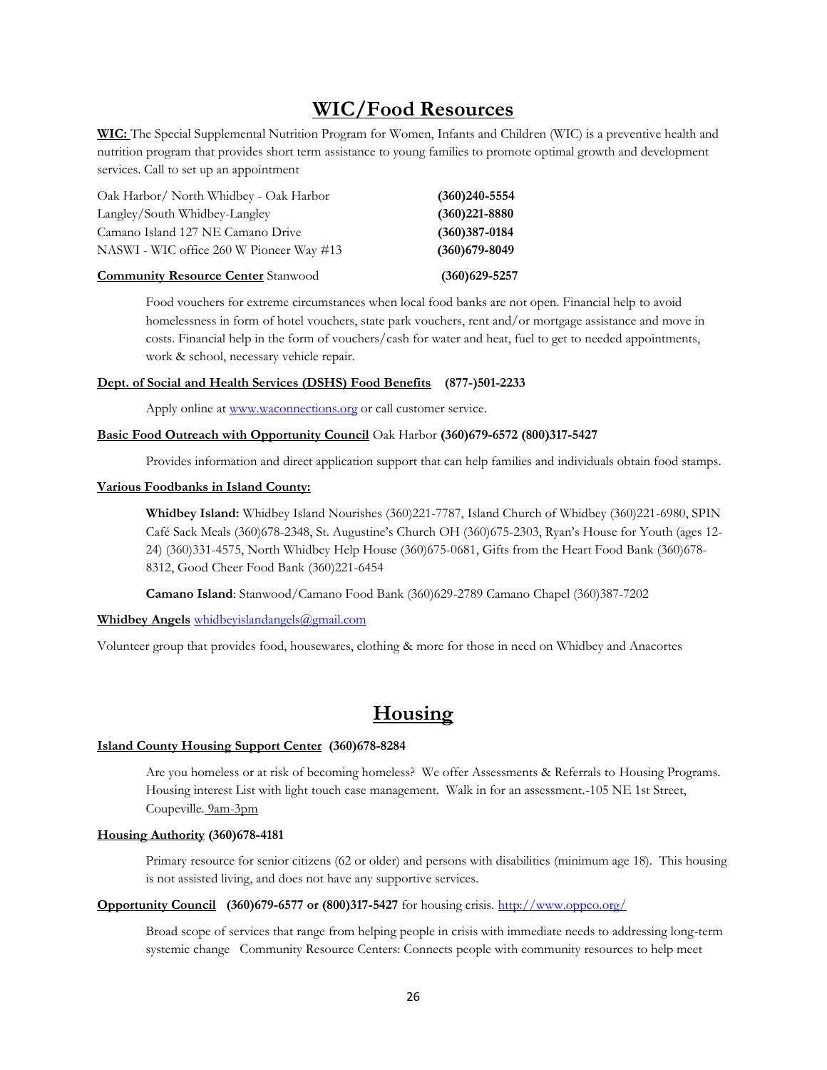# WIC/Food Resources

**WIC:** The Special Supplemental Nutrition Program for Women, Infants and Children (WIC) is a preventive health and nutrition program that provides short term assistance to young families to promote optimal growth and development services. Call to set up an appointment

| | |
|---|---|
| Oak Harbor/ North Whidbey - Oak Harbor | **(360)240-5554** |
| Langley/South Whidbey-Langley | **(360)221-8880** |
| Camano Island 127 NE Camano Drive | **(360)387-0184** |
| NASWI - WIC office 260 W Pioneer Way #13 | **(360)679-8049** |

**Community Resource Center** Stanwood **(360)629-5257**

Food vouchers for extreme circumstances when local food banks are not open. Financial help to avoid homelessness in form of hotel vouchers, state park vouchers, rent and/or mortgage assistance and move in costs. Financial help in the form of vouchers/cash for water and heat, fuel to get to needed appointments, work & school, necessary vehicle repair.

**Dept. of Social and Health Services (DSHS) Food Benefits (877-)501-2233**

Apply online at www.waconnections.org or call customer service.

**Basic Food Outreach with Opportunity Council** Oak Harbor **(360)679-6572 (800)317-5427**

Provides information and direct application support that can help families and individuals obtain food stamps.

**Various Foodbanks in Island County:**

**Whidbey Island:** Whidbey Island Nourishes (360)221-7787, Island Church of Whidbey (360)221-6980, SPIN Café Sack Meals (360)678-2348, St. Augustine's Church OH (360)675-2303, Ryan's House for Youth (ages 12-24) (360)331-4575, North Whidbey Help House (360)675-0681, Gifts from the Heart Food Bank (360)678-8312, Good Cheer Food Bank (360)221-6454

**Camano Island**: Stanwood/Camano Food Bank (360)629-2789 Camano Chapel (360)387-7202

**Whidbey Angels** whidbeyislandangels@gmail.com

Volunteer group that provides food, housewares, clothing & more for those in need on Whidbey and Anacortes

# Housing

**Island County Housing Support Center (360)678-8284**

Are you homeless or at risk of becoming homeless? We offer Assessments & Referrals to Housing Programs. Housing interest List with light touch case management. Walk in for an assessment.-105 NE 1st Street, Coupeville. 9am-3pm

**Housing Authority (360)678-4181**

Primary resource for senior citizens (62 or older) and persons with disabilities (minimum age 18). This housing is not assisted living, and does not have any supportive services.

**Opportunity Council (360)679-6577 or (800)317-5427** for housing crisis. http://www.oppco.org/

Broad scope of services that range from helping people in crisis with immediate needs to addressing long-term systemic change Community Resource Centers: Connects people with community resources to help meet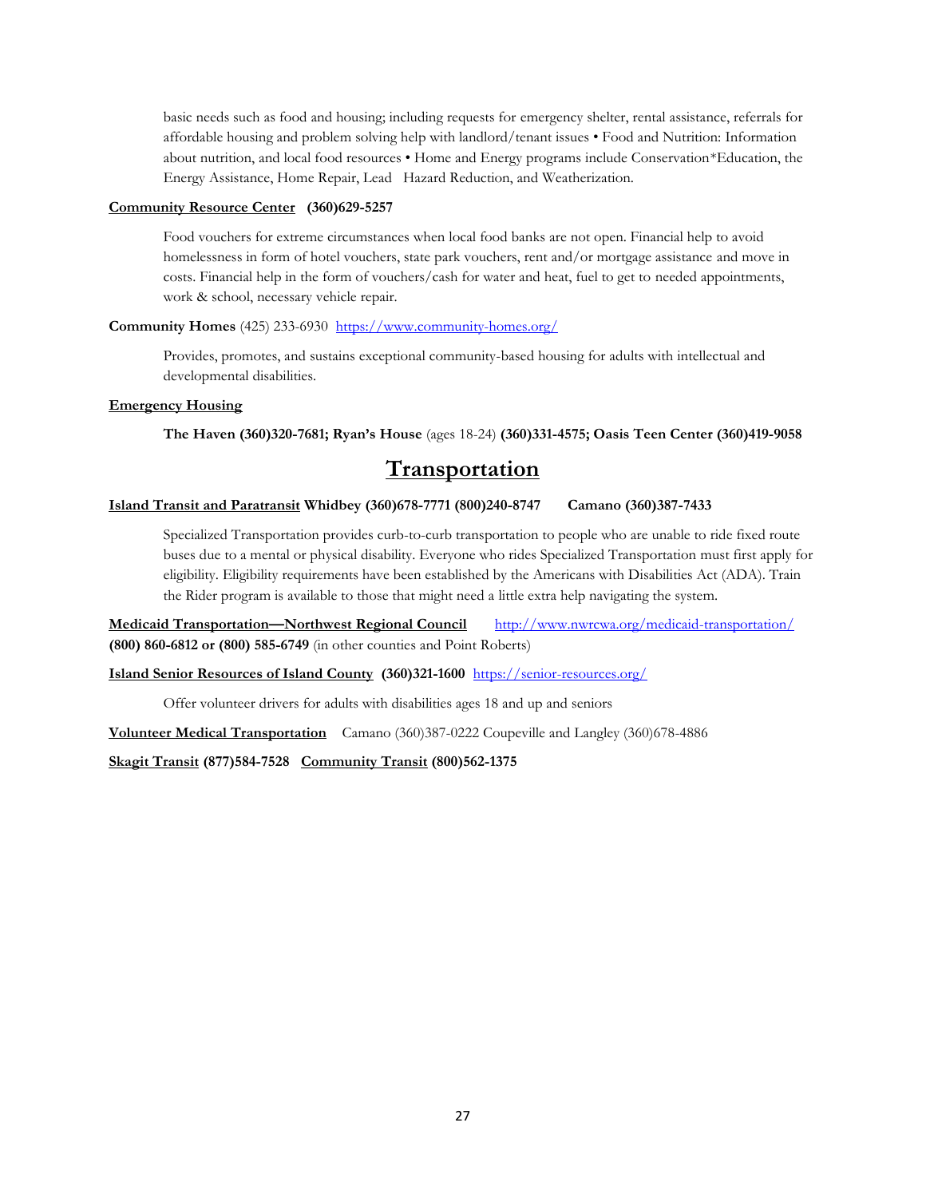basic needs such as food and housing; including requests for emergency shelter, rental assistance, referrals for affordable housing and problem solving help with landlord/tenant issues • Food and Nutrition: Information about nutrition, and local food resources • Home and Energy programs include Conservation*Education, the Energy Assistance, Home Repair, Lead Hazard Reduction, and Weatherization.

**Community Resource Center (360)629-5257**

Food vouchers for extreme circumstances when local food banks are not open. Financial help to avoid homelessness in form of hotel vouchers, state park vouchers, rent and/or mortgage assistance and move in costs. Financial help in the form of vouchers/cash for water and heat, fuel to get to needed appointments, work & school, necessary vehicle repair.

**Community Homes** (425) 233-6930 https://www.community-homes.org/

Provides, promotes, and sustains exceptional community-based housing for adults with intellectual and developmental disabilities.

**Emergency Housing**

**The Haven (360)320-7681; Ryan's House** (ages 18-24) **(360)331-4575; Oasis Teen Center (360)419-9058**

# Transportation

**Island Transit and Paratransit Whidbey (360)678-7771 (800)240-8747 Camano (360)387-7433**

Specialized Transportation provides curb-to-curb transportation to people who are unable to ride fixed route buses due to a mental or physical disability. Everyone who rides Specialized Transportation must first apply for eligibility. Eligibility requirements have been established by the Americans with Disabilities Act (ADA). Train the Rider program is available to those that might need a little extra help navigating the system.

**Medicaid Transportation—Northwest Regional Council** http://www.nwrcwa.org/medicaid-transportation/
**(800) 860-6812 or (800) 585-6749** (in other counties and Point Roberts)

**Island Senior Resources of Island County (360)321-1600** https://senior-resources.org/

Offer volunteer drivers for adults with disabilities ages 18 and up and seniors

**Volunteer Medical Transportation** Camano (360)387-0222 Coupeville and Langley (360)678-4886

**Skagit Transit (877)584-7528 Community Transit (800)562-1375**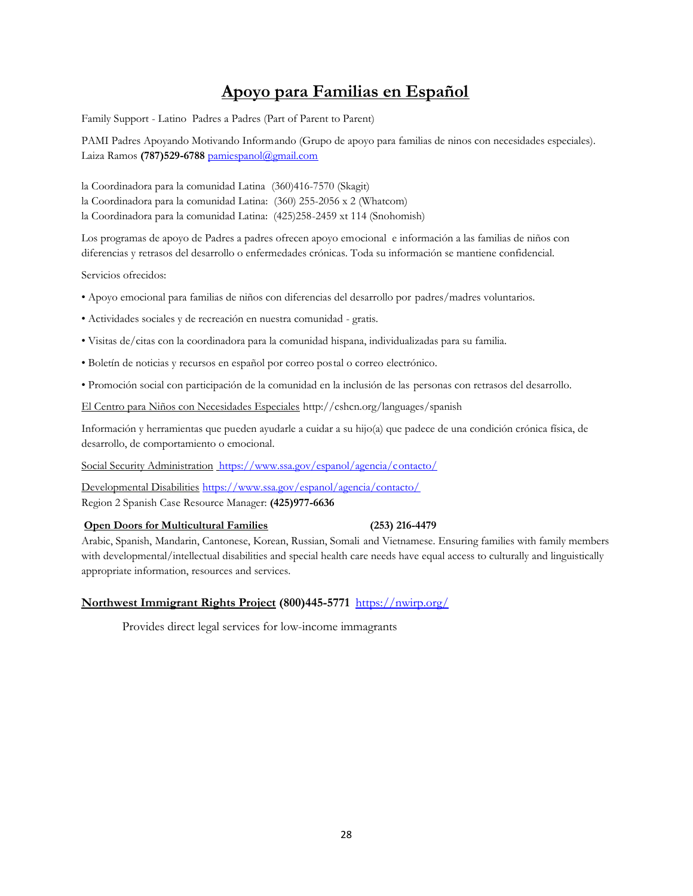# Apoyo para Familias en Español

Family Support - Latino Padres a Padres (Part of Parent to Parent)

PAMI Padres Apoyando Motivando Informando (Grupo de apoyo para familias de ninos con necesidades especiales). Laiza Ramos **(787)529-6788** pamiespanol@gmail.com

la Coordinadora para la comunidad Latina (360)416-7570 (Skagit)
la Coordinadora para la comunidad Latina: (360) 255-2056 x 2 (Whatcom)
la Coordinadora para la comunidad Latina: (425)258-2459 xt 114 (Snohomish)

Los programas de apoyo de Padres a padres ofrecen apoyo emocional e información a las familias de niños con diferencias y retrasos del desarrollo o enfermedades crónicas. Toda su información se mantiene confidencial.

Servicios ofrecidos:

- Apoyo emocional para familias de niños con diferencias del desarrollo por padres/madres voluntarios.
- Actividades sociales y de recreación en nuestra comunidad - gratis.
- Visitas de/citas con la coordinadora para la comunidad hispana, individualizadas para su familia.
- Boletín de noticias y recursos en español por correo postal o correo electrónico.
- Promoción social con participación de la comunidad en la inclusión de las personas con retrasos del desarrollo.

El Centro para Niños con Necesidades Especiales http://cshcn.org/languages/spanish

Información y herramientas que pueden ayudarle a cuidar a su hijo(a) que padece de una condición crónica física, de desarrollo, de comportamiento o emocional.

Social Security Administration https://www.ssa.gov/espanol/agencia/contacto/

Developmental Disabilities https://www.ssa.gov/espanol/agencia/contacto/
Region 2 Spanish Case Resource Manager: **(425)977-6636**

**Open Doors for Multicultural Families** **(253) 216-4479**
Arabic, Spanish, Mandarin, Cantonese, Korean, Russian, Somali and Vietnamese. Ensuring families with family members with developmental/intellectual disabilities and special health care needs have equal access to culturally and linguistically appropriate information, resources and services.

**Northwest Immigrant Rights Project** **(800)445-5771** https://nwirp.org/

Provides direct legal services for low-income immagrants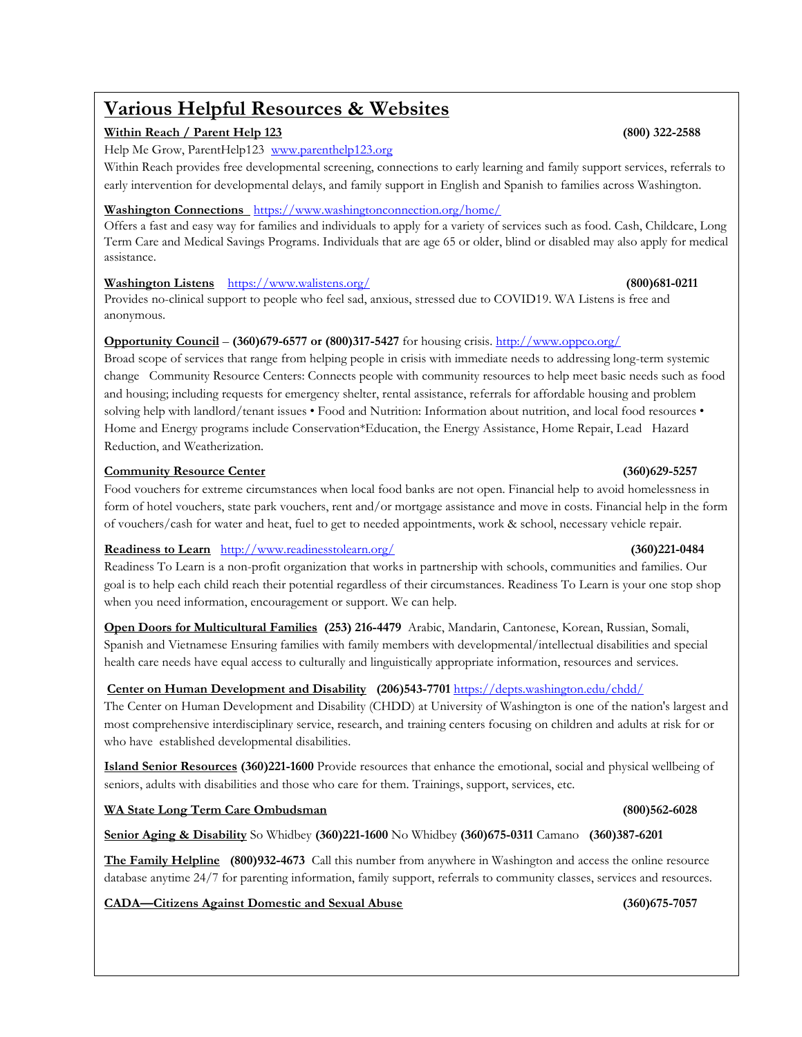# Various Helpful Resources & Websites

**Within Reach / Parent Help 123** **(800) 322-2588**

Help Me Grow, ParentHelp123 www.parenthelp123.org

Within Reach provides free developmental screening, connections to early learning and family support services, referrals to early intervention for developmental delays, and family support in English and Spanish to families across Washington.

**Washington Connections** https://www.washingtonconnection.org/home/

Offers a fast and easy way for families and individuals to apply for a variety of services such as food. Cash, Childcare, Long Term Care and Medical Savings Programs. Individuals that are age 65 or older, blind or disabled may also apply for medical assistance.

**Washington Listens** https://www.walistens.org/ **(800)681-0211**

Provides no-clinical support to people who feel sad, anxious, stressed due to COVID19. WA Listens is free and anonymous.

**Opportunity Council** – **(360)679-6577 or (800)317-5427** for housing crisis. http://www.oppco.org/

Broad scope of services that range from helping people in crisis with immediate needs to addressing long-term systemic change Community Resource Centers: Connects people with community resources to help meet basic needs such as food and housing; including requests for emergency shelter, rental assistance, referrals for affordable housing and problem solving help with landlord/tenant issues • Food and Nutrition: Information about nutrition, and local food resources • Home and Energy programs include Conservation*Education, the Energy Assistance, Home Repair, Lead Hazard Reduction, and Weatherization.

**Community Resource Center** **(360)629-5257**

Food vouchers for extreme circumstances when local food banks are not open. Financial help to avoid homelessness in form of hotel vouchers, state park vouchers, rent and/or mortgage assistance and move in costs. Financial help in the form of vouchers/cash for water and heat, fuel to get to needed appointments, work & school, necessary vehicle repair.

**Readiness to Learn** http://www.readinesstolearn.org/ **(360)221-0484**

Readiness To Learn is a non-profit organization that works in partnership with schools, communities and families. Our goal is to help each child reach their potential regardless of their circumstances. Readiness To Learn is your one stop shop when you need information, encouragement or support. We can help.

**Open Doors for Multicultural Families** **(253) 216-4479** Arabic, Mandarin, Cantonese, Korean, Russian, Somali, Spanish and Vietnamese Ensuring families with family members with developmental/intellectual disabilities and special health care needs have equal access to culturally and linguistically appropriate information, resources and services.

**Center on Human Development and Disability** **(206)543-7701** https://depts.washington.edu/chdd/

The Center on Human Development and Disability (CHDD) at University of Washington is one of the nation's largest and most comprehensive interdisciplinary service, research, and training centers focusing on children and adults at risk for or who have established developmental disabilities.

**Island Senior Resources** **(360)221-1600** Provide resources that enhance the emotional, social and physical wellbeing of seniors, adults with disabilities and those who care for them. Trainings, support, services, etc.

**WA State Long Term Care Ombudsman** **(800)562-6028**

**Senior Aging & Disability** So Whidbey **(360)221-1600** No Whidbey **(360)675-0311** Camano **(360)387-6201**

**The Family Helpline** **(800)932-4673** Call this number from anywhere in Washington and access the online resource database anytime 24/7 for parenting information, family support, referrals to community classes, services and resources.

**CADA—Citizens Against Domestic and Sexual Abuse** **(360)675-7057**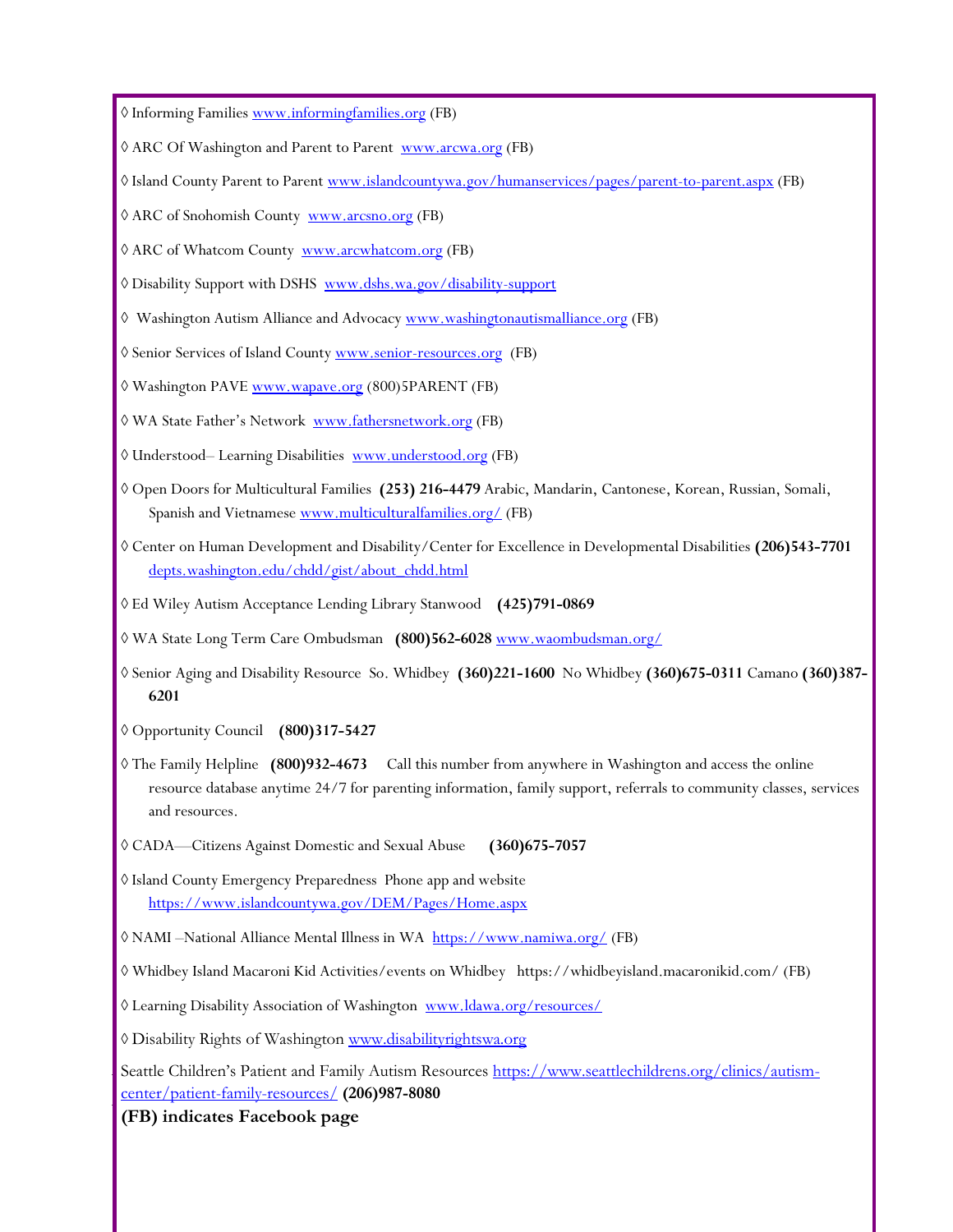◊ Informing Families www.informingfamilies.org (FB)

◊ ARC Of Washington and Parent to Parent www.arcwa.org (FB)

◊ Island County Parent to Parent www.islandcountywa.gov/humanservices/pages/parent-to-parent.aspx (FB)

◊ ARC of Snohomish County www.arcsno.org (FB)

◊ ARC of Whatcom County www.arcwhatcom.org (FB)

◊ Disability Support with DSHS www.dshs.wa.gov/disability-support

◊ Washington Autism Alliance and Advocacy www.washingtonautismalliance.org (FB)

◊ Senior Services of Island County www.senior-resources.org (FB)

◊ Washington PAVE www.wapave.org (800)5PARENT (FB)

◊ WA State Father's Network www.fathersnetwork.org (FB)

◊ Understood– Learning Disabilities www.understood.org (FB)

◊ Open Doors for Multicultural Families **(253) 216-4479** Arabic, Mandarin, Cantonese, Korean, Russian, Somali, Spanish and Vietnamese www.multiculturalfamilies.org/ (FB)

◊ Center on Human Development and Disability/Center for Excellence in Developmental Disabilities **(206)543-7701** depts.washington.edu/chdd/gist/about_chdd.html

◊ Ed Wiley Autism Acceptance Lending Library Stanwood **(425)791-0869**

◊ WA State Long Term Care Ombudsman **(800)562-6028** www.waombudsman.org/

◊ Senior Aging and Disability Resource So. Whidbey **(360)221-1600** No Whidbey **(360)675-0311** Camano **(360)387-6201**

◊ Opportunity Council **(800)317-5427**

◊ The Family Helpline **(800)932-4673** Call this number from anywhere in Washington and access the online resource database anytime 24/7 for parenting information, family support, referrals to community classes, services and resources.

◊ CADA—Citizens Against Domestic and Sexual Abuse **(360)675-7057**

◊ Island County Emergency Preparedness Phone app and website https://www.islandcountywa.gov/DEM/Pages/Home.aspx

◊ NAMI –National Alliance Mental Illness in WA https://www.namiwa.org/ (FB)

◊ Whidbey Island Macaroni Kid Activities/events on Whidbey https://whidbeyisland.macaronikid.com/ (FB)

◊ Learning Disability Association of Washington www.ldawa.org/resources/

◊ Disability Rights of Washington www.disabilityrightswa.org

Seattle Children's Patient and Family Autism Resources https://www.seattlechildrens.org/clinics/autism-center/patient-family-resources/ **(206)987-8080**

**(FB) indicates Facebook page**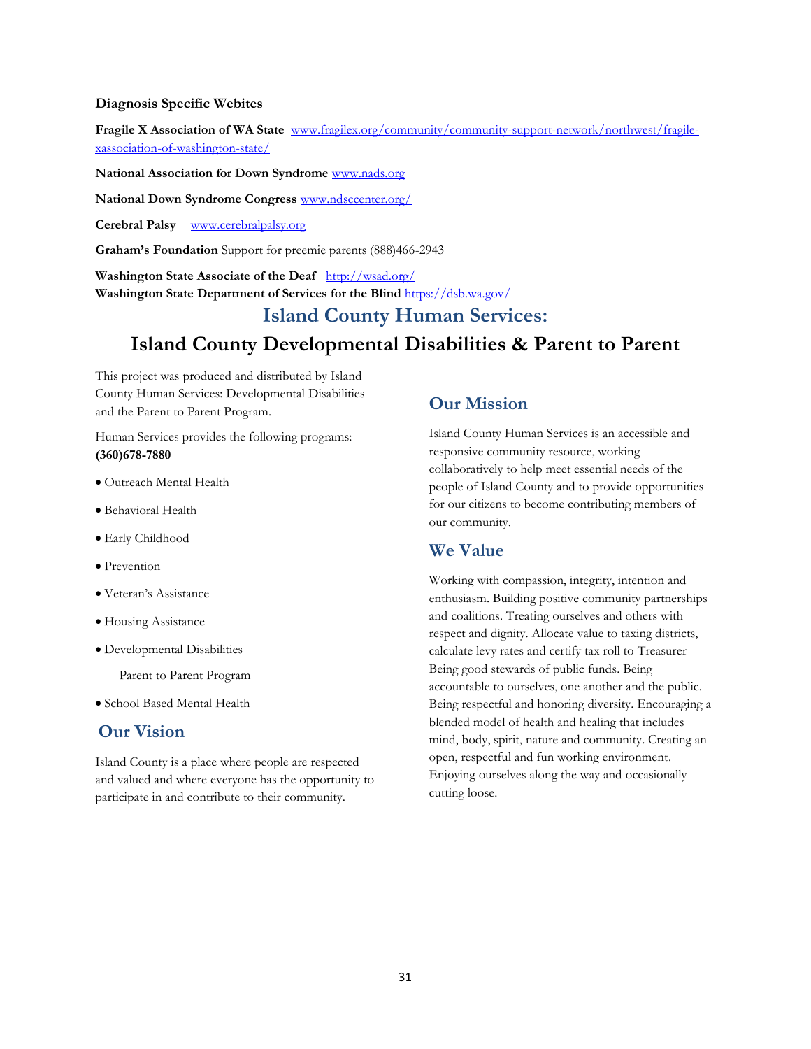**Diagnosis Specific Webites**

**Fragile X Association of WA State** www.fragilex.org/community/community-support-network/northwest/fragile-xassociation-of-washington-state/

**National Association for Down Syndrome** www.nads.org

**National Down Syndrome Congress** www.ndsccenter.org/

**Cerebral Palsy** www.cerebralpalsy.org

**Graham's Foundation** Support for preemie parents (888)466-2943

**Washington State Associate of the Deaf** http://wsad.org/
**Washington State Department of Services for the Blind** https://dsb.wa.gov/

## Island County Human Services:

## Island County Developmental Disabilities & Parent to Parent

This project was produced and distributed by Island County Human Services: Developmental Disabilities and the Parent to Parent Program.

Human Services provides the following programs: **(360)678-7880**

- Outreach Mental Health
- Behavioral Health
- Early Childhood
- Prevention
- Veteran's Assistance
- Housing Assistance
- Developmental Disabilities
  Parent to Parent Program
- School Based Mental Health

### Our Vision

Island County is a place where people are respected and valued and where everyone has the opportunity to participate in and contribute to their community.

### Our Mission

Island County Human Services is an accessible and responsive community resource, working collaboratively to help meet essential needs of the people of Island County and to provide opportunities for our citizens to become contributing members of our community.

### We Value

Working with compassion, integrity, intention and enthusiasm. Building positive community partnerships and coalitions. Treating ourselves and others with respect and dignity. Allocate value to taxing districts, calculate levy rates and certify tax roll to Treasurer Being good stewards of public funds. Being accountable to ourselves, one another and the public. Being respectful and honoring diversity. Encouraging a blended model of health and healing that includes mind, body, spirit, nature and community. Creating an open, respectful and fun working environment. Enjoying ourselves along the way and occasionally cutting loose.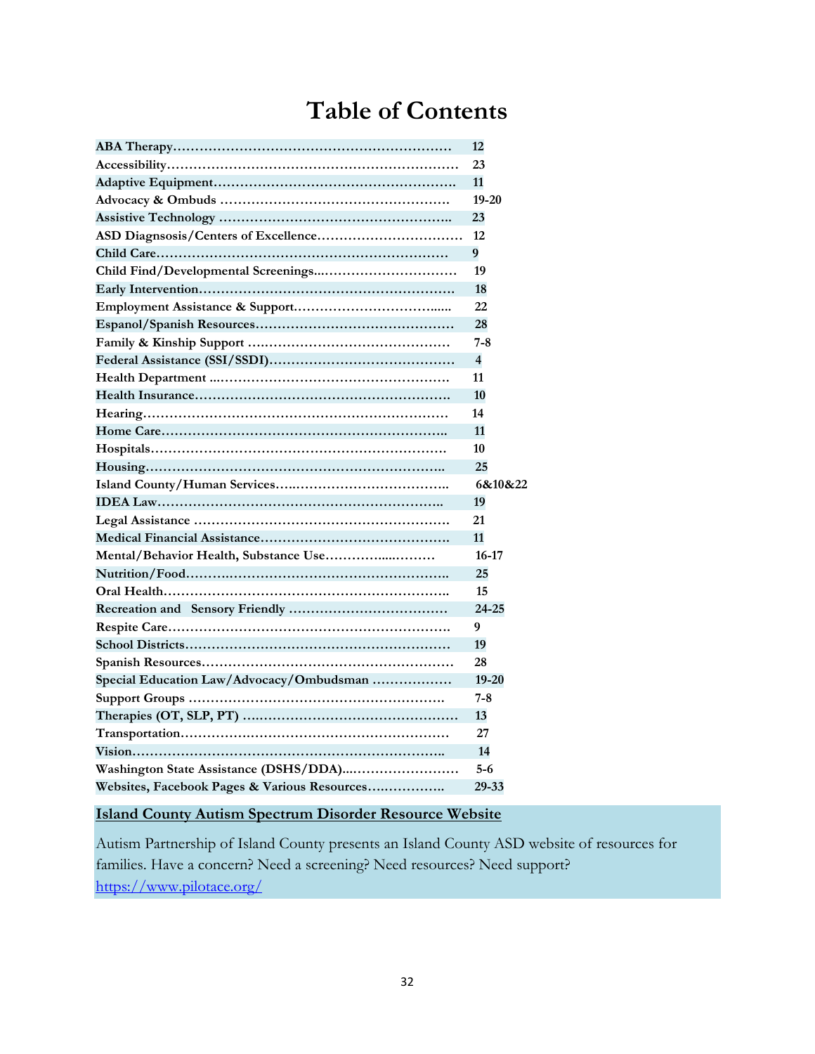# Table of Contents

| Topic | Page |
|---|---|
| ABA Therapy | 12 |
| Accessibility | 23 |
| Adaptive Equipment | 11 |
| Advocacy & Ombuds | 19-20 |
| Assistive Technology | 23 |
| ASD Diagnsosis/Centers of Excellence | 12 |
| Child Care | 9 |
| Child Find/Developmental Screenings | 19 |
| Early Intervention | 18 |
| Employment Assistance & Support | 22 |
| Espanol/Spanish Resources | 28 |
| Family & Kinship Support | 7-8 |
| Federal Assistance (SSI/SSDI) | 4 |
| Health Department | 11 |
| Health Insurance | 10 |
| Hearing | 14 |
| Home Care | 11 |
| Hospitals | 10 |
| Housing | 25 |
| Island County/Human Services | 6&10&22 |
| IDEA Law | 19 |
| Legal Assistance | 21 |
| Medical Financial Assistance | 11 |
| Mental/Behavior Health, Substance Use | 16-17 |
| Nutrition/Food | 25 |
| Oral Health | 15 |
| Recreation and Sensory Friendly | 24-25 |
| Respite Care | 9 |
| School Districts | 19 |
| Spanish Resources | 28 |
| Special Education Law/Advocacy/Ombudsman | 19-20 |
| Support Groups | 7-8 |
| Therapies (OT, SLP, PT) | 13 |
| Transportation | 27 |
| Vision | 14 |
| Washington State Assistance (DSHS/DDA) | 5-6 |
| Websites, Facebook Pages & Various Resources | 29-33 |

**Island County Autism Spectrum Disorder Resource Website**

Autism Partnership of Island County presents an Island County ASD website of resources for families. Have a concern? Need a screening? Need resources? Need support? https://www.pilotace.org/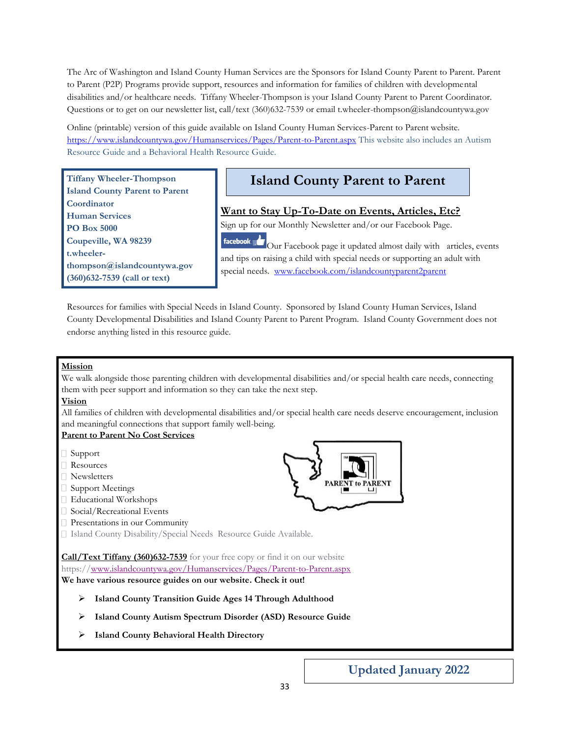The Arc of Washington and Island County Human Services are the Sponsors for Island County Parent to Parent. Parent to Parent (P2P) Programs provide support, resources and information for families of children with developmental disabilities and/or healthcare needs. Tiffany Wheeler-Thompson is your Island County Parent to Parent Coordinator. Questions or to get on our newsletter list, call/text (360)632-7539 or email t.wheeler-thompson@islandcountywa.gov

Online (printable) version of this guide available on Island County Human Services-Parent to Parent website. https://www.islandcountywa.gov/Humanservices/Pages/Parent-to-Parent.aspx This website also includes an Autism Resource Guide and a Behavioral Health Resource Guide.

**Tiffany Wheeler-Thompson**
**Island County Parent to Parent Coordinator**
**Human Services**
**PO Box 5000**
**Coupeville, WA 98239**
**t.wheeler-thompson@islandcountywa.gov**
**(360)632-7539 (call or text)**

# Island County Parent to Parent

**Want to Stay Up-To-Date on Events, Articles, Etc?**

Sign up for our Monthly Newsletter and/or our Facebook Page.

facebook Our Facebook page it updated almost daily with articles, events and tips on raising a child with special needs or supporting an adult with special needs. www.facebook.com/islandcountyparent2parent

Resources for families with Special Needs in Island County. Sponsored by Island County Human Services, Island County Developmental Disabilities and Island County Parent to Parent Program. Island County Government does not endorse anything listed in this resource guide.

**Mission**

We walk alongside those parenting children with developmental disabilities and/or special health care needs, connecting them with peer support and information so they can take the next step.

**Vision**

All families of children with developmental disabilities and/or special health care needs deserve encouragement, inclusion and meaningful connections that support family well-being.

**Parent to Parent No Cost Services**

- Support
- Resources
- Newsletters
- Support Meetings
- Educational Workshops
- Social/Recreational Events
- Presentations in our Community
- Island County Disability/Special Needs Resource Guide Available.

PARENT to PARENT

**Call/Text Tiffany (360)632-7539** for your free copy or find it on our website https://www.islandcountywa.gov/Humanservices/Pages/Parent-to-Parent.aspx

**We have various resource guides on our website. Check it out!**

- **Island County Transition Guide Ages 14 Through Adulthood**
- **Island County Autism Spectrum Disorder (ASD) Resource Guide**
- **Island County Behavioral Health Directory**

**Updated January 2022**